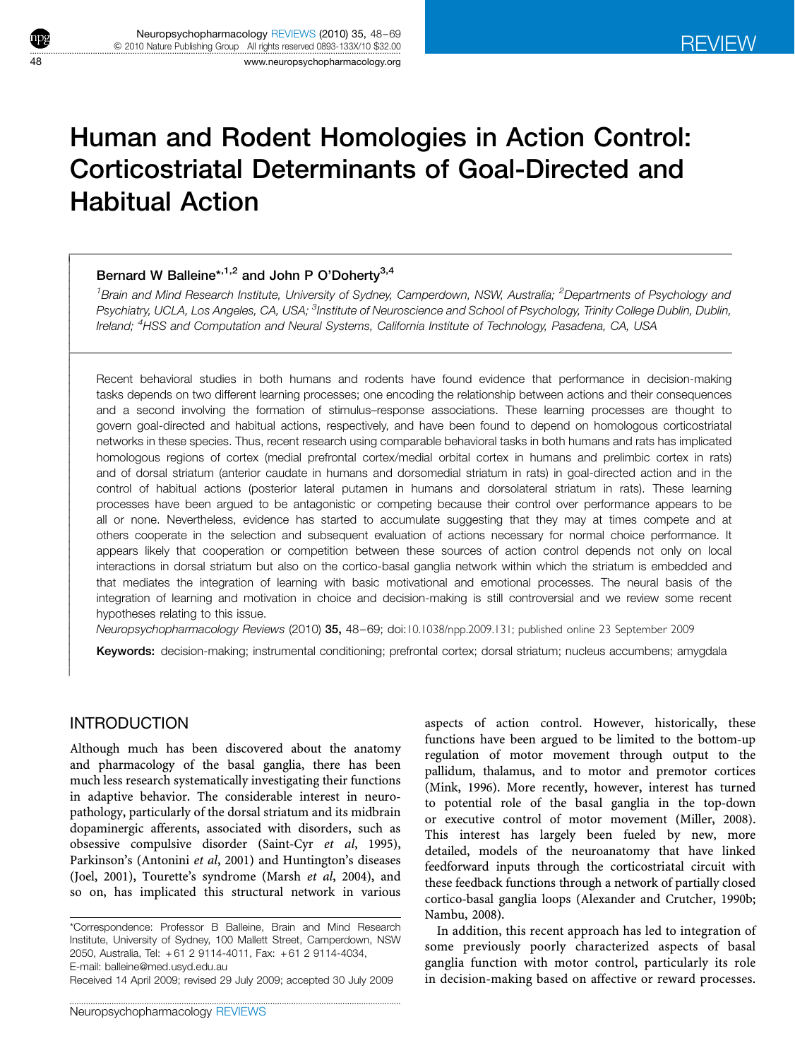# Human and Rodent Homologies in Action Control: Corticostriatal Determinants of Goal-Directed and Habitual Action

**Bernard W Balleine\*[,1,2] and John P O'Doherty[3,4]**

[1]*Brain and Mind Research Institute, University of Sydney, Camperdown, NSW, Australia;* [2]*Departments of Psychology and Psychiatry, UCLA, Los Angeles, CA, USA;* [3]*Institute of Neuroscience and School of Psychology, Trinity College Dublin, Dublin, Ireland;* [4]*HSS and Computation and Neural Systems, California Institute of Technology, Pasadena, CA, USA*

Recent behavioral studies in both humans and rodents have found evidence that performance in decision-making tasks depends on two different learning processes; one encoding the relationship between actions and their consequences and a second involving the formation of stimulus–response associations. These learning processes are thought to govern goal-directed and habitual actions, respectively, and have been found to depend on homologous corticostriatal networks in these species. Thus, recent research using comparable behavioral tasks in both humans and rats has implicated homologous regions of cortex (medial prefrontal cortex/medial orbital cortex in humans and prelimbic cortex in rats) and of dorsal striatum (anterior caudate in humans and dorsomedial striatum in rats) in goal-directed action and in the control of habitual actions (posterior lateral putamen in humans and dorsolateral striatum in rats). These learning processes have been argued to be antagonistic or competing because their control over performance appears to be all or none. Nevertheless, evidence has started to accumulate suggesting that they may at times compete and at others cooperate in the selection and subsequent evaluation of actions necessary for normal choice performance. It appears likely that cooperation or competition between these sources of action control depends not only on local interactions in dorsal striatum but also on the cortico-basal ganglia network within which the striatum is embedded and that mediates the integration of learning with basic motivational and emotional processes. The neural basis of the integration of learning and motivation in choice and decision-making is still controversial and we review some recent hypotheses relating to this issue.

*Neuropsychopharmacology Reviews* (2010) **35,** 48–69; doi:10.1038/npp.2009.131; published online 23 September 2009

**Keywords:** decision-making; instrumental conditioning; prefrontal cortex; dorsal striatum; nucleus accumbens; amygdala

## INTRODUCTION

Although much has been discovered about the anatomy and pharmacology of the basal ganglia, there has been much less research systematically investigating their functions in adaptive behavior. The considerable interest in neuropathology, particularly of the dorsal striatum and its midbrain dopaminergic afferents, associated with disorders, such as obsessive compulsive disorder (Saint-Cyr *et al*, 1995), Parkinson's (Antonini *et al*, 2001) and Huntington's diseases (Joel, 2001), Tourette's syndrome (Marsh *et al*, 2004), and so on, has implicated this structural network in various aspects of action control. However, historically, these functions have been argued to be limited to the bottom-up regulation of motor movement through output to the pallidum, thalamus, and to motor and premotor cortices (Mink, 1996). More recently, however, interest has turned to potential role of the basal ganglia in the top-down or executive control of motor movement (Miller, 2008). This interest has largely been fueled by new, more detailed, models of the neuroanatomy that have linked feedforward inputs through the corticostriatal circuit with these feedback functions through a network of partially closed cortico-basal ganglia loops (Alexander and Crutcher, 1990b; Nambu, 2008).

In addition, this recent approach has led to integration of some previously poorly characterized aspects of basal ganglia function with motor control, particularly its role in decision-making based on affective or reward processes.

\*Correspondence: Professor B Balleine, Brain and Mind Research Institute, University of Sydney, 100 Mallett Street, Camperdown, NSW 2050, Australia, Tel: +61 2 9114-4011, Fax: +61 2 9114-4034, E-mail: balleine@med.usyd.edu.au

Received 14 April 2009; revised 29 July 2009; accepted 30 July 2009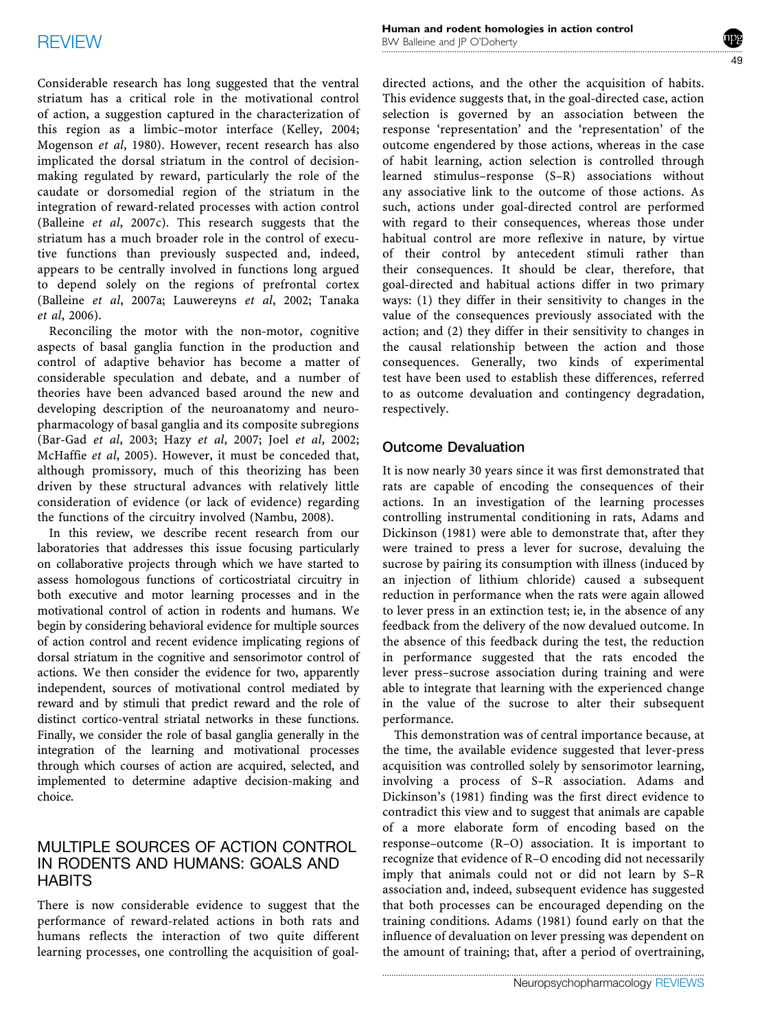Considerable research has long suggested that the ventral striatum has a critical role in the motivational control of action, a suggestion captured in the characterization of this region as a limbic–motor interface (Kelley, 2004; Mogenson *et al*, 1980). However, recent research has also implicated the dorsal striatum in the control of decision-making regulated by reward, particularly the role of the caudate or dorsomedial region of the striatum in the integration of reward-related processes with action control (Balleine *et al*, 2007c). This research suggests that the striatum has a much broader role in the control of executive functions than previously suspected and, indeed, appears to be centrally involved in functions long argued to depend solely on the regions of prefrontal cortex (Balleine *et al*, 2007a; Lauwereyns *et al*, 2002; Tanaka *et al*, 2006).

Reconciling the motor with the non-motor, cognitive aspects of basal ganglia function in the production and control of adaptive behavior has become a matter of considerable speculation and debate, and a number of theories have been advanced based around the new and developing description of the neuroanatomy and neuropharmacology of basal ganglia and its composite subregions (Bar-Gad *et al*, 2003; Hazy *et al*, 2007; Joel *et al*, 2002; McHaffie *et al*, 2005). However, it must be conceded that, although promissory, much of this theorizing has been driven by these structural advances with relatively little consideration of evidence (or lack of evidence) regarding the functions of the circuitry involved (Nambu, 2008).

In this review, we describe recent research from our laboratories that addresses this issue focusing particularly on collaborative projects through which we have started to assess homologous functions of corticostriatal circuitry in both executive and motor learning processes and in the motivational control of action in rodents and humans. We begin by considering behavioral evidence for multiple sources of action control and recent evidence implicating regions of dorsal striatum in the cognitive and sensorimotor control of actions. We then consider the evidence for two, apparently independent, sources of motivational control mediated by reward and by stimuli that predict reward and the role of distinct cortico-ventral striatal networks in these functions. Finally, we consider the role of basal ganglia generally in the integration of the learning and motivational processes through which courses of action are acquired, selected, and implemented to determine adaptive decision-making and choice.

## MULTIPLE SOURCES OF ACTION CONTROL IN RODENTS AND HUMANS: GOALS AND HABITS

There is now considerable evidence to suggest that the performance of reward-related actions in both rats and humans reflects the interaction of two quite different learning processes, one controlling the acquisition of goal-directed actions, and the other the acquisition of habits. This evidence suggests that, in the goal-directed case, action selection is governed by an association between the response 'representation' and the 'representation' of the outcome engendered by those actions, whereas in the case of habit learning, action selection is controlled through learned stimulus–response (S–R) associations without any associative link to the outcome of those actions. As such, actions under goal-directed control are performed with regard to their consequences, whereas those under habitual control are more reflexive in nature, by virtue of their control by antecedent stimuli rather than their consequences. It should be clear, therefore, that goal-directed and habitual actions differ in two primary ways: (1) they differ in their sensitivity to changes in the value of the consequences previously associated with the action; and (2) they differ in their sensitivity to changes in the causal relationship between the action and those consequences. Generally, two kinds of experimental test have been used to establish these differences, referred to as outcome devaluation and contingency degradation, respectively.

### Outcome Devaluation

It is now nearly 30 years since it was first demonstrated that rats are capable of encoding the consequences of their actions. In an investigation of the learning processes controlling instrumental conditioning in rats, Adams and Dickinson (1981) were able to demonstrate that, after they were trained to press a lever for sucrose, devaluing the sucrose by pairing its consumption with illness (induced by an injection of lithium chloride) caused a subsequent reduction in performance when the rats were again allowed to lever press in an extinction test; ie, in the absence of any feedback from the delivery of the now devalued outcome. In the absence of this feedback during the test, the reduction in performance suggested that the rats encoded the lever press–sucrose association during training and were able to integrate that learning with the experienced change in the value of the sucrose to alter their subsequent performance.

This demonstration was of central importance because, at the time, the available evidence suggested that lever-press acquisition was controlled solely by sensorimotor learning, involving a process of S–R association. Adams and Dickinson's (1981) finding was the first direct evidence to contradict this view and to suggest that animals are capable of a more elaborate form of encoding based on the response–outcome (R–O) association. It is important to recognize that evidence of R–O encoding did not necessarily imply that animals could not or did not learn by S–R association and, indeed, subsequent evidence has suggested that both processes can be encouraged depending on the training conditions. Adams (1981) found early on that the influence of devaluation on lever pressing was dependent on the amount of training; that, after a period of overtraining,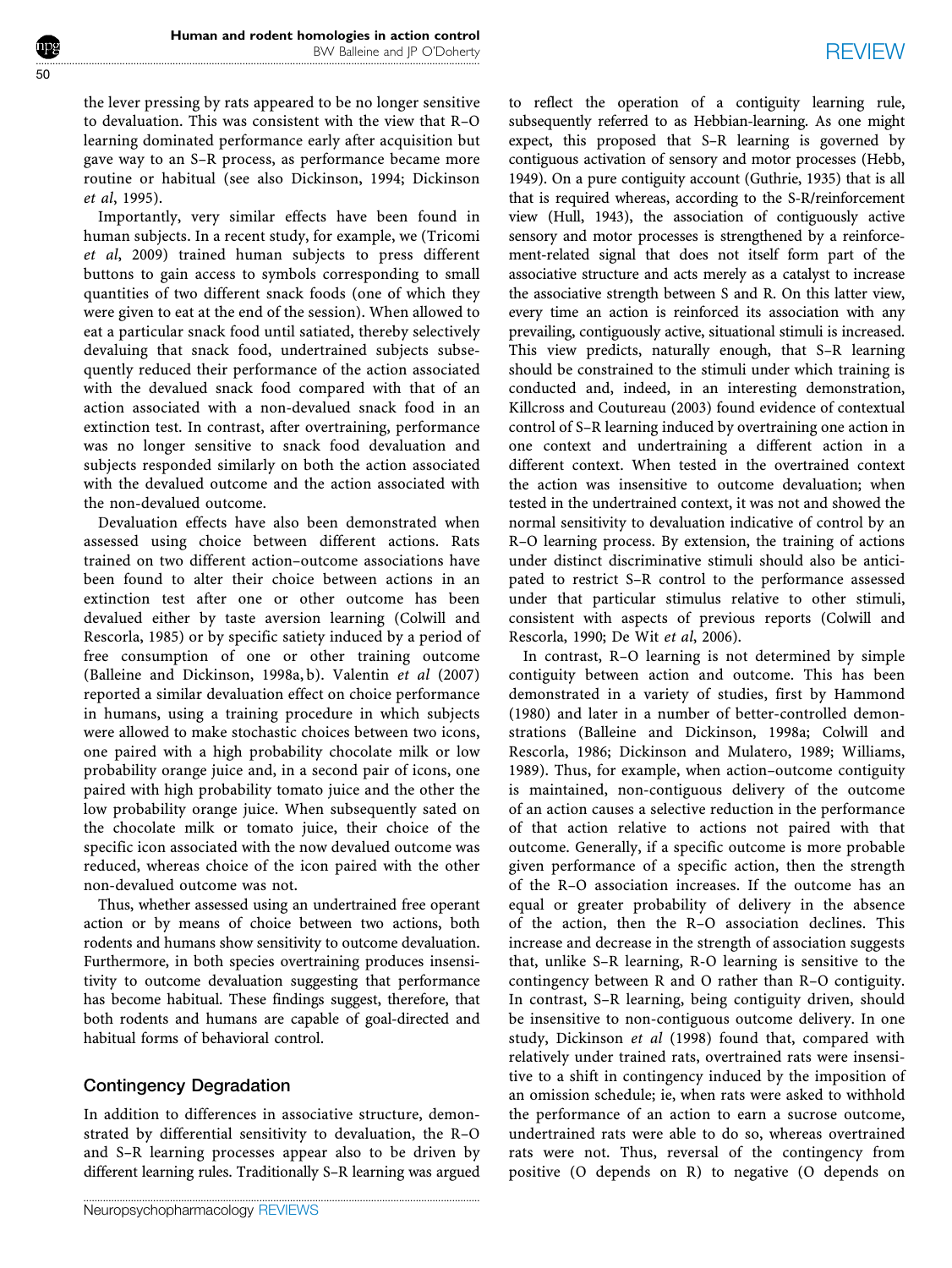the lever pressing by rats appeared to be no longer sensitive to devaluation. This was consistent with the view that R–O learning dominated performance early after acquisition but gave way to an S–R process, as performance became more routine or habitual (see also Dickinson, 1994; Dickinson *et al*, 1995).

Importantly, very similar effects have been found in human subjects. In a recent study, for example, we (Tricomi *et al*, 2009) trained human subjects to press different buttons to gain access to symbols corresponding to small quantities of two different snack foods (one of which they were given to eat at the end of the session). When allowed to eat a particular snack food until satiated, thereby selectively devaluing that snack food, undertrained subjects subsequently reduced their performance of the action associated with the devalued snack food compared with that of an action associated with a non-devalued snack food in an extinction test. In contrast, after overtraining, performance was no longer sensitive to snack food devaluation and subjects responded similarly on both the action associated with the devalued outcome and the action associated with the non-devalued outcome.

Devaluation effects have also been demonstrated when assessed using choice between different actions. Rats trained on two different action–outcome associations have been found to alter their choice between actions in an extinction test after one or other outcome has been devalued either by taste aversion learning (Colwill and Rescorla, 1985) or by specific satiety induced by a period of free consumption of one or other training outcome (Balleine and Dickinson, 1998a, b). Valentin *et al* (2007) reported a similar devaluation effect on choice performance in humans, using a training procedure in which subjects were allowed to make stochastic choices between two icons, one paired with a high probability chocolate milk or low probability orange juice and, in a second pair of icons, one paired with high probability tomato juice and the other the low probability orange juice. When subsequently sated on the chocolate milk or tomato juice, their choice of the specific icon associated with the now devalued outcome was reduced, whereas choice of the icon paired with the other non-devalued outcome was not.

Thus, whether assessed using an undertrained free operant action or by means of choice between two actions, both rodents and humans show sensitivity to outcome devaluation. Furthermore, in both species overtraining produces insensitivity to outcome devaluation suggesting that performance has become habitual. These findings suggest, therefore, that both rodents and humans are capable of goal-directed and habitual forms of behavioral control.

## Contingency Degradation

In addition to differences in associative structure, demonstrated by differential sensitivity to devaluation, the R–O and S–R learning processes appear also to be driven by different learning rules. Traditionally S–R learning was argued to reflect the operation of a contiguity learning rule, subsequently referred to as Hebbian-learning. As one might expect, this proposed that S–R learning is governed by contiguous activation of sensory and motor processes (Hebb, 1949). On a pure contiguity account (Guthrie, 1935) that is all that is required whereas, according to the S-R/reinforcement view (Hull, 1943), the association of contiguously active sensory and motor processes is strengthened by a reinforcement-related signal that does not itself form part of the associative structure and acts merely as a catalyst to increase the associative strength between S and R. On this latter view, every time an action is reinforced its association with any prevailing, contiguously active, situational stimuli is increased. This view predicts, naturally enough, that S–R learning should be constrained to the stimuli under which training is conducted and, indeed, in an interesting demonstration, Killcross and Coutureau (2003) found evidence of contextual control of S–R learning induced by overtraining one action in one context and undertraining a different action in a different context. When tested in the overtrained context the action was insensitive to outcome devaluation; when tested in the undertrained context, it was not and showed the normal sensitivity to devaluation indicative of control by an R–O learning process. By extension, the training of actions under distinct discriminative stimuli should also be anticipated to restrict S–R control to the performance assessed under that particular stimulus relative to other stimuli, consistent with aspects of previous reports (Colwill and Rescorla, 1990; De Wit *et al*, 2006).

In contrast, R–O learning is not determined by simple contiguity between action and outcome. This has been demonstrated in a variety of studies, first by Hammond (1980) and later in a number of better-controlled demonstrations (Balleine and Dickinson, 1998a; Colwill and Rescorla, 1986; Dickinson and Mulatero, 1989; Williams, 1989). Thus, for example, when action–outcome contiguity is maintained, non-contiguous delivery of the outcome of an action causes a selective reduction in the performance of that action relative to actions not paired with that outcome. Generally, if a specific outcome is more probable given performance of a specific action, then the strength of the R–O association increases. If the outcome has an equal or greater probability of delivery in the absence of the action, then the R–O association declines. This increase and decrease in the strength of association suggests that, unlike S–R learning, R-O learning is sensitive to the contingency between R and O rather than R–O contiguity. In contrast, S–R learning, being contiguity driven, should be insensitive to non-contiguous outcome delivery. In one study, Dickinson *et al* (1998) found that, compared with relatively under trained rats, overtrained rats were insensitive to a shift in contingency induced by the imposition of an omission schedule; ie, when rats were asked to withhold the performance of an action to earn a sucrose outcome, undertrained rats were able to do so, whereas overtrained rats were not. Thus, reversal of the contingency from positive (O depends on R) to negative (O depends on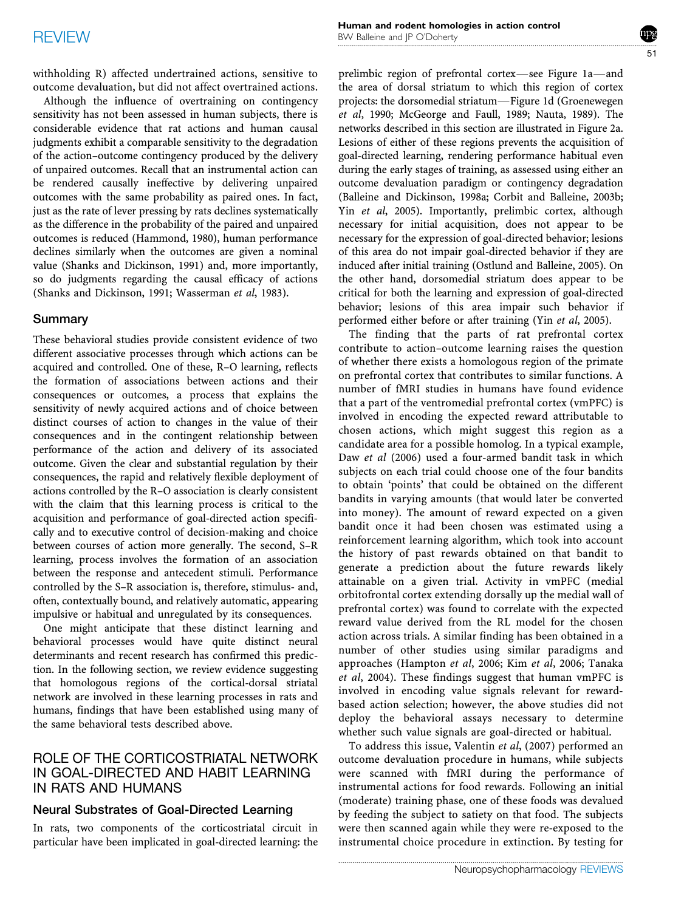withholding R) affected undertrained actions, sensitive to outcome devaluation, but did not affect overtrained actions.

Although the influence of overtraining on contingency sensitivity has not been assessed in human subjects, there is considerable evidence that rat actions and human causal judgments exhibit a comparable sensitivity to the degradation of the action–outcome contingency produced by the delivery of unpaired outcomes. Recall that an instrumental action can be rendered causally ineffective by delivering unpaired outcomes with the same probability as paired ones. In fact, just as the rate of lever pressing by rats declines systematically as the difference in the probability of the paired and unpaired outcomes is reduced (Hammond, 1980), human performance declines similarly when the outcomes are given a nominal value (Shanks and Dickinson, 1991) and, more importantly, so do judgments regarding the causal efficacy of actions (Shanks and Dickinson, 1991; Wasserman *et al*, 1983).

## Summary

These behavioral studies provide consistent evidence of two different associative processes through which actions can be acquired and controlled. One of these, R–O learning, reflects the formation of associations between actions and their consequences or outcomes, a process that explains the sensitivity of newly acquired actions and of choice between distinct courses of action to changes in the value of their consequences and in the contingent relationship between performance of the action and delivery of its associated outcome. Given the clear and substantial regulation by their consequences, the rapid and relatively flexible deployment of actions controlled by the R–O association is clearly consistent with the claim that this learning process is critical to the acquisition and performance of goal-directed action specifically and to executive control of decision-making and choice between courses of action more generally. The second, S–R learning, process involves the formation of an association between the response and antecedent stimuli. Performance controlled by the S–R association is, therefore, stimulus- and, often, contextually bound, and relatively automatic, appearing impulsive or habitual and unregulated by its consequences.

One might anticipate that these distinct learning and behavioral processes would have quite distinct neural determinants and recent research has confirmed this prediction. In the following section, we review evidence suggesting that homologous regions of the cortical-dorsal striatal network are involved in these learning processes in rats and humans, findings that have been established using many of the same behavioral tests described above.

# ROLE OF THE CORTICOSTRIATAL NETWORK IN GOAL-DIRECTED AND HABIT LEARNING IN RATS AND HUMANS

## Neural Substrates of Goal-Directed Learning

In rats, two components of the corticostriatal circuit in particular have been implicated in goal-directed learning: the prelimbic region of prefrontal cortex—see Figure 1a—and the area of dorsal striatum to which this region of cortex projects: the dorsomedial striatum—Figure 1d (Groenewegen *et al*, 1990; McGeorge and Faull, 1989; Nauta, 1989). The networks described in this section are illustrated in Figure 2a. Lesions of either of these regions prevents the acquisition of goal-directed learning, rendering performance habitual even during the early stages of training, as assessed using either an outcome devaluation paradigm or contingency degradation (Balleine and Dickinson, 1998a; Corbit and Balleine, 2003b; Yin *et al*, 2005). Importantly, prelimbic cortex, although necessary for initial acquisition, does not appear to be necessary for the expression of goal-directed behavior; lesions of this area do not impair goal-directed behavior if they are induced after initial training (Ostlund and Balleine, 2005). On the other hand, dorsomedial striatum does appear to be critical for both the learning and expression of goal-directed behavior; lesions of this area impair such behavior if performed either before or after training (Yin *et al*, 2005).

The finding that the parts of rat prefrontal cortex contribute to action–outcome learning raises the question of whether there exists a homologous region of the primate on prefrontal cortex that contributes to similar functions. A number of fMRI studies in humans have found evidence that a part of the ventromedial prefrontal cortex (vmPFC) is involved in encoding the expected reward attributable to chosen actions, which might suggest this region as a candidate area for a possible homolog. In a typical example, Daw *et al* (2006) used a four-armed bandit task in which subjects on each trial could choose one of the four bandits to obtain 'points' that could be obtained on the different bandits in varying amounts (that would later be converted into money). The amount of reward expected on a given bandit once it had been chosen was estimated using a reinforcement learning algorithm, which took into account the history of past rewards obtained on that bandit to generate a prediction about the future rewards likely attainable on a given trial. Activity in vmPFC (medial orbitofrontal cortex extending dorsally up the medial wall of prefrontal cortex) was found to correlate with the expected reward value derived from the RL model for the chosen action across trials. A similar finding has been obtained in a number of other studies using similar paradigms and approaches (Hampton *et al*, 2006; Kim *et al*, 2006; Tanaka *et al*, 2004). These findings suggest that human vmPFC is involved in encoding value signals relevant for reward-based action selection; however, the above studies did not deploy the behavioral assays necessary to determine whether such value signals are goal-directed or habitual.

To address this issue, Valentin *et al*, (2007) performed an outcome devaluation procedure in humans, while subjects were scanned with fMRI during the performance of instrumental actions for food rewards. Following an initial (moderate) training phase, one of these foods was devalued by feeding the subject to satiety on that food. The subjects were then scanned again while they were re-exposed to the instrumental choice procedure in extinction. By testing for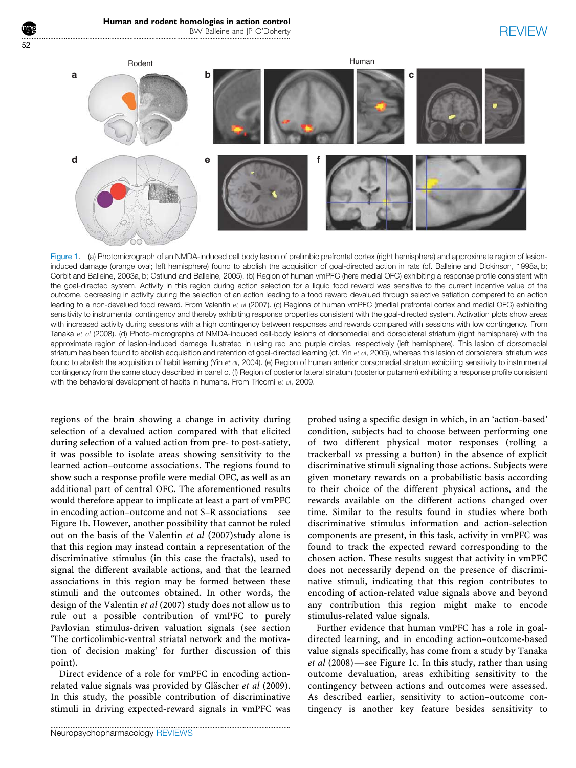Rodent

Human

a

b

c

d

e

f

Figure 1. (a) Photomicrograph of an NMDA-induced cell body lesion of prelimbic prefrontal cortex (right hemisphere) and approximate region of lesion-induced damage (orange oval; left hemisphere) found to abolish the acquisition of goal-directed action in rats (cf. Balleine and Dickinson, 1998a, b; Corbit and Balleine, 2003a, b; Ostlund and Balleine, 2005). (b) Region of human vmPFC (here medial OFC) exhibiting a response profile consistent with the goal-directed system. Activity in this region during action selection for a liquid food reward was sensitive to the current incentive value of the outcome, decreasing in activity during the selection of an action leading to a food reward devalued through selective satiation compared to an action leading to a non-devalued food reward. From Valentin *et al* (2007). (c) Regions of human vmPFC (medial prefrontal cortex and medial OFC) exhibiting sensitivity to instrumental contingency and thereby exhibiting response properties consistent with the goal-directed system. Activation plots show areas with increased activity during sessions with a high contingency between responses and rewards compared with sessions with low contingency. From Tanaka *et al* (2008). (d) Photo-micrographs of NMDA-induced cell-body lesions of dorsomedial and dorsolateral striatum (right hemisphere) with the approximate region of lesion-induced damage illustrated in using red and purple circles, respectively (left hemisphere). This lesion of dorsomedial striatum has been found to abolish acquisition and retention of goal-directed learning (cf. Yin *et al*, 2005), whereas this lesion of dorsolateral striatum was found to abolish the acquisition of habit learning (Yin *et al*, 2004). (e) Region of human anterior dorsomedial striatum exhibiting sensitivity to instrumental contingency from the same study described in panel c. (f) Region of posterior lateral striatum (posterior putamen) exhibiting a response profile consistent with the behavioral development of habits in humans. From Tricomi *et al*, 2009.

regions of the brain showing a change in activity during selection of a devalued action compared with that elicited during selection of a valued action from pre- to post-satiety, it was possible to isolate areas showing sensitivity to the learned action–outcome associations. The regions found to show such a response profile were medial OFC, as well as an additional part of central OFC. The aforementioned results would therefore appear to implicate at least a part of vmPFC in encoding action–outcome and not S–R associations—see Figure 1b. However, another possibility that cannot be ruled out on the basis of the Valentin *et al* (2007)study alone is that this region may instead contain a representation of the discriminative stimulus (in this case the fractals), used to signal the different available actions, and that the learned associations in this region may be formed between these stimuli and the outcomes obtained. In other words, the design of the Valentin *et al* (2007) study does not allow us to rule out a possible contribution of vmPFC to purely Pavlovian stimulus-driven valuation signals (see section 'The corticolimbic-ventral striatal network and the motivation of decision making' for further discussion of this point).

Direct evidence of a role for vmPFC in encoding action-related value signals was provided by Gläscher *et al* (2009). In this study, the possible contribution of discriminative stimuli in driving expected-reward signals in vmPFC was probed using a specific design in which, in an 'action-based' condition, subjects had to choose between performing one of two different physical motor responses (rolling a trackerball *vs* pressing a button) in the absence of explicit discriminative stimuli signaling those actions. Subjects were given monetary rewards on a probabilistic basis according to their choice of the different physical actions, and the rewards available on the different actions changed over time. Similar to the results found in studies where both discriminative stimulus information and action-selection components are present, in this task, activity in vmPFC was found to track the expected reward corresponding to the chosen action. These results suggest that activity in vmPFC does not necessarily depend on the presence of discriminative stimuli, indicating that this region contributes to encoding of action-related value signals above and beyond any contribution this region might make to encode stimulus-related value signals.

Further evidence that human vmPFC has a role in goal-directed learning, and in encoding action–outcome-based value signals specifically, has come from a study by Tanaka *et al* (2008)—see Figure 1c. In this study, rather than using outcome devaluation, areas exhibiting sensitivity to the contingency between actions and outcomes were assessed. As described earlier, sensitivity to action–outcome contingency is another key feature besides sensitivity to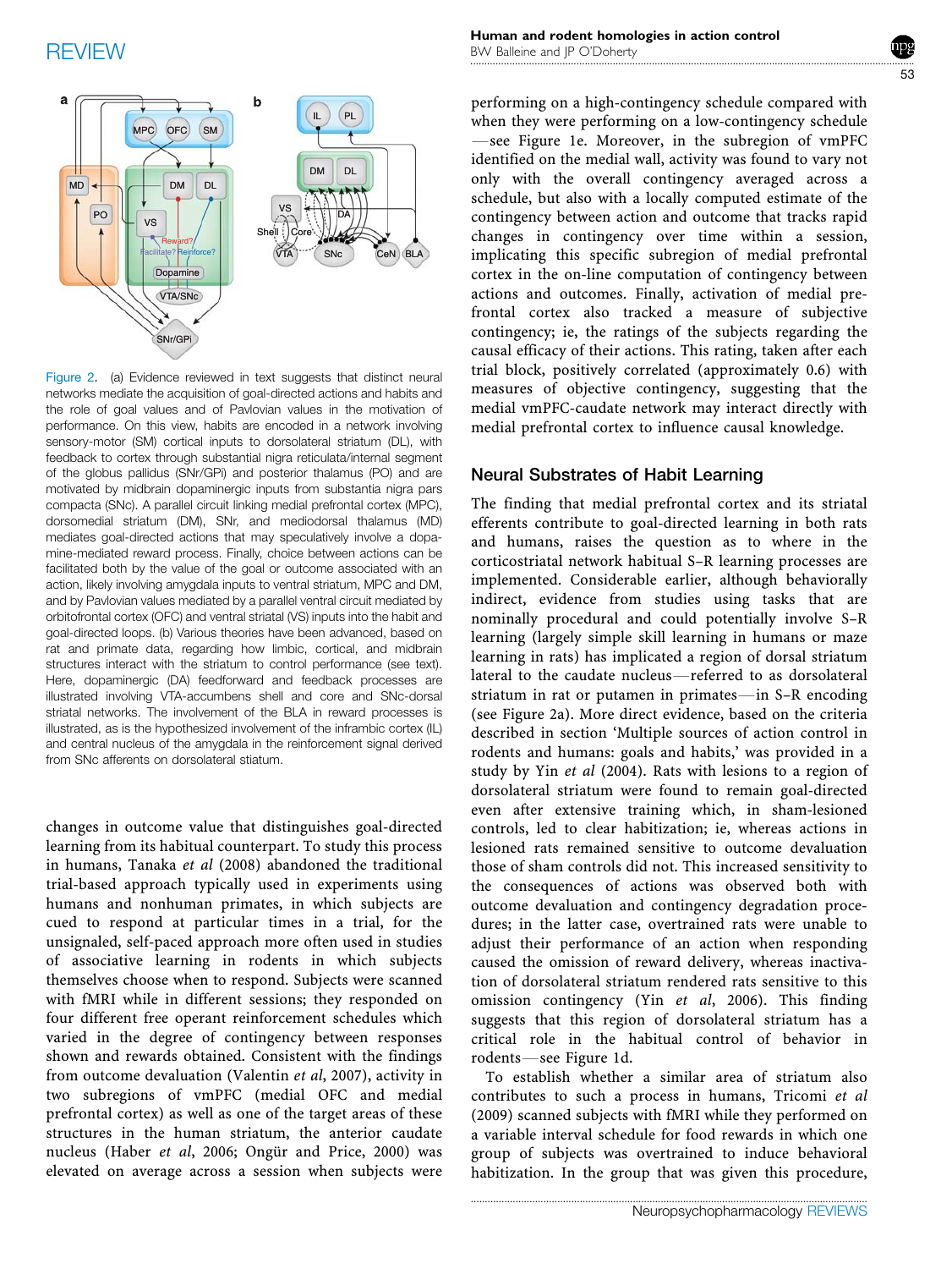a

MPC OFC SM

MD DM DL

PO VS

Reward?

Facilitate? Reinforce?

Dopamine

VTA/SNc

SNr/GPi

b

IL PL

DM DL

VS

Shell Core

DA

VTA SNc CeN BLA

Figure 2. (a) Evidence reviewed in text suggests that distinct neural networks mediate the acquisition of goal-directed actions and habits and the role of goal values and of Pavlovian values in the motivation of performance. On this view, habits are encoded in a network involving sensory-motor (SM) cortical inputs to dorsolateral striatum (DL), with feedback to cortex through substantial nigra reticulata/internal segment of the globus pallidus (SNr/GPi) and posterior thalamus (PO) and are motivated by midbrain dopaminergic inputs from substantia nigra pars compacta (SNc). A parallel circuit linking medial prefrontal cortex (MPC), dorsomedial striatum (DM), SNr, and mediodorsal thalamus (MD) mediates goal-directed actions that may speculatively involve a dopamine-mediated reward process. Finally, choice between actions can be facilitated both by the value of the goal or outcome associated with an action, likely involving amygdala inputs to ventral striatum, MPC and DM, and by Pavlovian values mediated by a parallel ventral circuit mediated by orbitofrontal cortex (OFC) and ventral striatal (VS) inputs into the habit and goal-directed loops. (b) Various theories have been advanced, based on rat and primate data, regarding how limbic, cortical, and midbrain structures interact with the striatum to control performance (see text). Here, dopaminergic (DA) feedforward and feedback processes are illustrated involving VTA-accumbens shell and core and SNc-dorsal striatal networks. The involvement of the BLA in reward processes is illustrated, as is the hypothesized involvement of the inframbic cortex (IL) and central nucleus of the amygdala in the reinforcement signal derived from SNc afferents on dorsolateral stiatum.

changes in outcome value that distinguishes goal-directed learning from its habitual counterpart. To study this process in humans, Tanaka *et al* (2008) abandoned the traditional trial-based approach typically used in experiments using humans and nonhuman primates, in which subjects are cued to respond at particular times in a trial, for the unsignaled, self-paced approach more often used in studies of associative learning in rodents in which subjects themselves choose when to respond. Subjects were scanned with fMRI while in different sessions; they responded on four different free operant reinforcement schedules which varied in the degree of contingency between responses shown and rewards obtained. Consistent with the findings from outcome devaluation (Valentin *et al*, 2007), activity in two subregions of vmPFC (medial OFC and medial prefrontal cortex) as well as one of the target areas of these structures in the human striatum, the anterior caudate nucleus (Haber *et al*, 2006; Ongür and Price, 2000) was elevated on average across a session when subjects were performing on a high-contingency schedule compared with when they were performing on a low-contingency schedule—see Figure 1e. Moreover, in the subregion of vmPFC identified on the medial wall, activity was found to vary not only with the overall contingency averaged across a schedule, but also with a locally computed estimate of the contingency between action and outcome that tracks rapid changes in contingency over time within a session, implicating this specific subregion of medial prefrontal cortex in the on-line computation of contingency between actions and outcomes. Finally, activation of medial prefrontal cortex also tracked a measure of subjective contingency; ie, the ratings of the subjects regarding the causal efficacy of their actions. This rating, taken after each trial block, positively correlated (approximately 0.6) with measures of objective contingency, suggesting that the medial vmPFC-caudate network may interact directly with medial prefrontal cortex to influence causal knowledge.

## Neural Substrates of Habit Learning

The finding that medial prefrontal cortex and its striatal efferents contribute to goal-directed learning in both rats and humans, raises the question as to where in the corticostriatal network habitual S–R learning processes are implemented. Considerable earlier, although behaviorally indirect, evidence from studies using tasks that are nominally procedural and could potentially involve S–R learning (largely simple skill learning in humans or maze learning in rats) has implicated a region of dorsal striatum lateral to the caudate nucleus—referred to as dorsolateral striatum in rat or putamen in primates—in S–R encoding (see Figure 2a). More direct evidence, based on the criteria described in section 'Multiple sources of action control in rodents and humans: goals and habits,' was provided in a study by Yin *et al* (2004). Rats with lesions to a region of dorsolateral striatum were found to remain goal-directed even after extensive training which, in sham-lesioned controls, led to clear habitization; ie, whereas actions in lesioned rats remained sensitive to outcome devaluation those of sham controls did not. This increased sensitivity to the consequences of actions was observed both with outcome devaluation and contingency degradation procedures; in the latter case, overtrained rats were unable to adjust their performance of an action when responding caused the omission of reward delivery, whereas inactivation of dorsolateral striatum rendered rats sensitive to this omission contingency (Yin *et al*, 2006). This finding suggests that this region of dorsolateral striatum has a critical role in the habitual control of behavior in rodents—see Figure 1d.

To establish whether a similar area of striatum also contributes to such a process in humans, Tricomi *et al* (2009) scanned subjects with fMRI while they performed on a variable interval schedule for food rewards in which one group of subjects was overtrained to induce behavioral habitization. In the group that was given this procedure,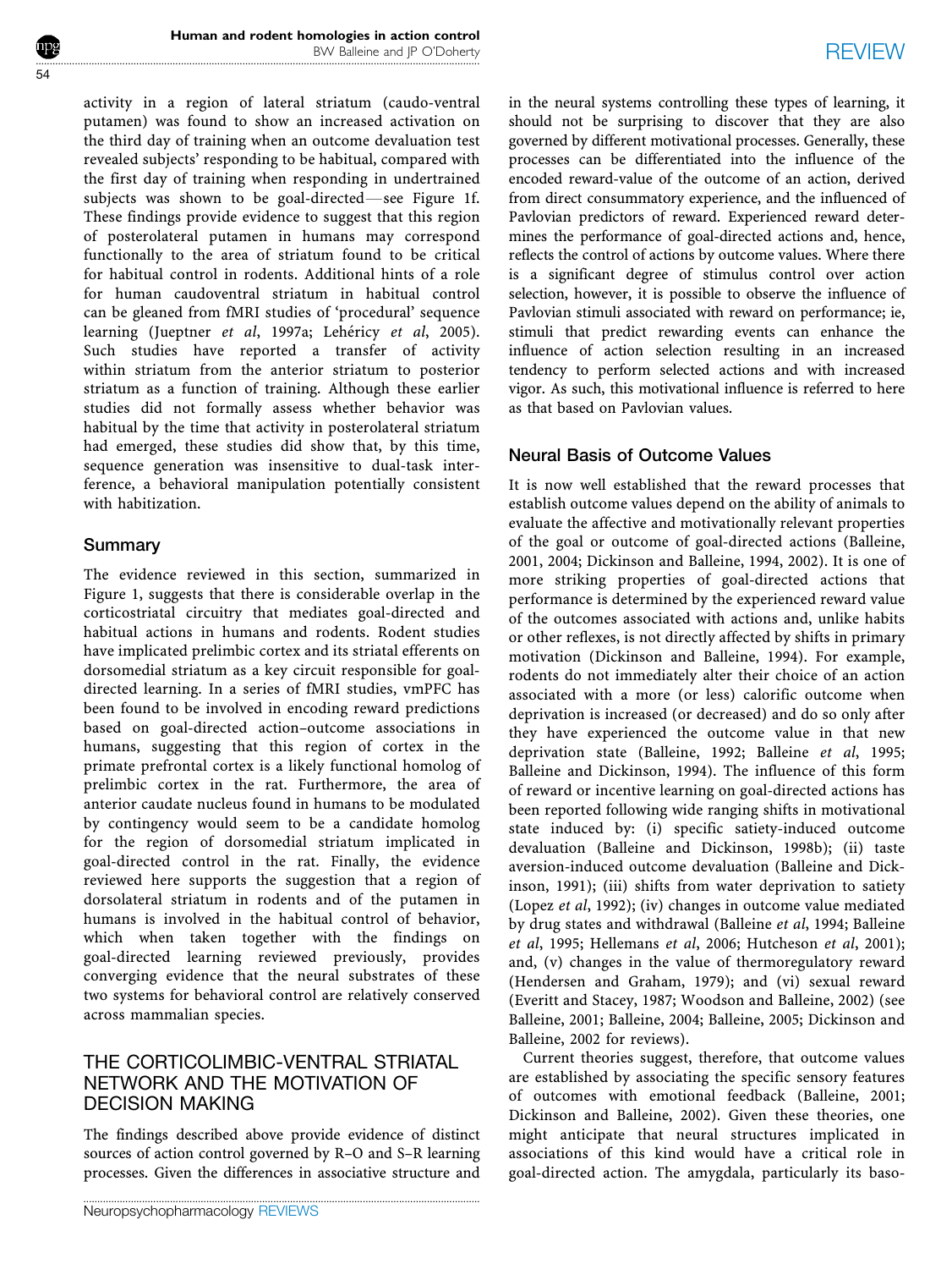activity in a region of lateral striatum (caudo-ventral putamen) was found to show an increased activation on the third day of training when an outcome devaluation test revealed subjects' responding to be habitual, compared with the first day of training when responding in undertrained subjects was shown to be goal-directed—see Figure 1f. These findings provide evidence to suggest that this region of posterolateral putamen in humans may correspond functionally to the area of striatum found to be critical for habitual control in rodents. Additional hints of a role for human caudoventral striatum in habitual control can be gleaned from fMRI studies of 'procedural' sequence learning (Jueptner *et al*, 1997a; Lehéricy *et al*, 2005). Such studies have reported a transfer of activity within striatum from the anterior striatum to posterior striatum as a function of training. Although these earlier studies did not formally assess whether behavior was habitual by the time that activity in posterolateral striatum had emerged, these studies did show that, by this time, sequence generation was insensitive to dual-task interference, a behavioral manipulation potentially consistent with habitization.

### Summary

The evidence reviewed in this section, summarized in Figure 1, suggests that there is considerable overlap in the corticostriatal circuitry that mediates goal-directed and habitual actions in humans and rodents. Rodent studies have implicated prelimbic cortex and its striatal efferents on dorsomedial striatum as a key circuit responsible for goal-directed learning. In a series of fMRI studies, vmPFC has been found to be involved in encoding reward predictions based on goal-directed action–outcome associations in humans, suggesting that this region of cortex in the primate prefrontal cortex is a likely functional homolog of prelimbic cortex in the rat. Furthermore, the area of anterior caudate nucleus found in humans to be modulated by contingency would seem to be a candidate homolog for the region of dorsomedial striatum implicated in goal-directed control in the rat. Finally, the evidence reviewed here supports the suggestion that a region of dorsolateral striatum in rodents and of the putamen in humans is involved in the habitual control of behavior, which when taken together with the findings on goal-directed learning reviewed previously, provides converging evidence that the neural substrates of these two systems for behavioral control are relatively conserved across mammalian species.

## THE CORTICOLIMBIC-VENTRAL STRIATAL NETWORK AND THE MOTIVATION OF DECISION MAKING

The findings described above provide evidence of distinct sources of action control governed by R–O and S–R learning processes. Given the differences in associative structure and in the neural systems controlling these types of learning, it should not be surprising to discover that they are also governed by different motivational processes. Generally, these processes can be differentiated into the influence of the encoded reward-value of the outcome of an action, derived from direct consummatory experience, and the influenced of Pavlovian predictors of reward. Experienced reward determines the performance of goal-directed actions and, hence, reflects the control of actions by outcome values. Where there is a significant degree of stimulus control over action selection, however, it is possible to observe the influence of Pavlovian stimuli associated with reward on performance; ie, stimuli that predict rewarding events can enhance the influence of action selection resulting in an increased tendency to perform selected actions and with increased vigor. As such, this motivational influence is referred to here as that based on Pavlovian values.

### Neural Basis of Outcome Values

It is now well established that the reward processes that establish outcome values depend on the ability of animals to evaluate the affective and motivationally relevant properties of the goal or outcome of goal-directed actions (Balleine, 2001, 2004; Dickinson and Balleine, 1994, 2002). It is one of more striking properties of goal-directed actions that performance is determined by the experienced reward value of the outcomes associated with actions and, unlike habits or other reflexes, is not directly affected by shifts in primary motivation (Dickinson and Balleine, 1994). For example, rodents do not immediately alter their choice of an action associated with a more (or less) calorific outcome when deprivation is increased (or decreased) and do so only after they have experienced the outcome value in that new deprivation state (Balleine, 1992; Balleine *et al*, 1995; Balleine and Dickinson, 1994). The influence of this form of reward or incentive learning on goal-directed actions has been reported following wide ranging shifts in motivational state induced by: (i) specific satiety-induced outcome devaluation (Balleine and Dickinson, 1998b); (ii) taste aversion-induced outcome devaluation (Balleine and Dickinson, 1991); (iii) shifts from water deprivation to satiety (Lopez *et al*, 1992); (iv) changes in outcome value mediated by drug states and withdrawal (Balleine *et al*, 1994; Balleine *et al*, 1995; Hellemans *et al*, 2006; Hutcheson *et al*, 2001); and, (v) changes in the value of thermoregulatory reward (Hendersen and Graham, 1979); and (vi) sexual reward (Everitt and Stacey, 1987; Woodson and Balleine, 2002) (see Balleine, 2001; Balleine, 2004; Balleine, 2005; Dickinson and Balleine, 2002 for reviews).

Current theories suggest, therefore, that outcome values are established by associating the specific sensory features of outcomes with emotional feedback (Balleine, 2001; Dickinson and Balleine, 2002). Given these theories, one might anticipate that neural structures implicated in associations of this kind would have a critical role in goal-directed action. The amygdala, particularly its baso-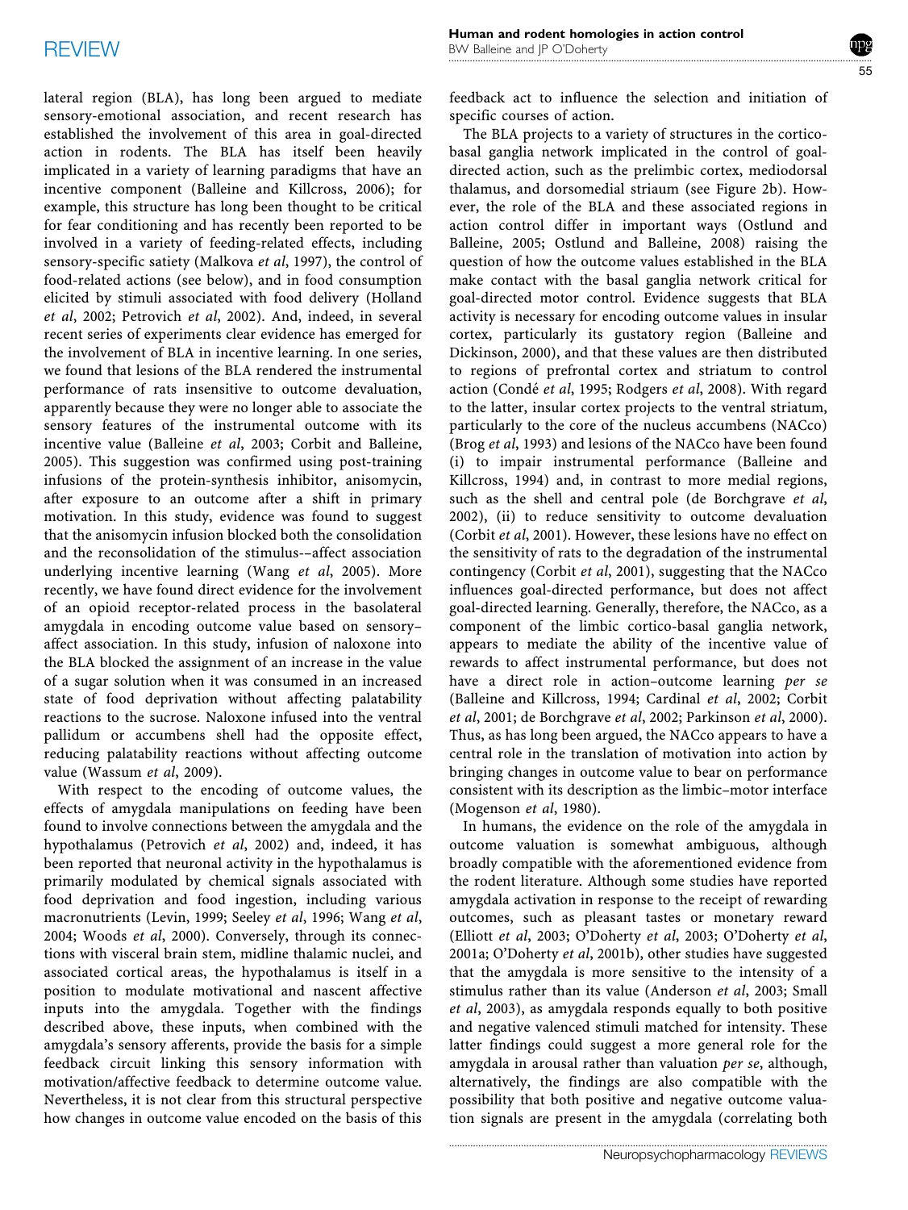lateral region (BLA), has long been argued to mediate sensory-emotional association, and recent research has established the involvement of this area in goal-directed action in rodents. The BLA has itself been heavily implicated in a variety of learning paradigms that have an incentive component (Balleine and Killcross, 2006); for example, this structure has long been thought to be critical for fear conditioning and has recently been reported to be involved in a variety of feeding-related effects, including sensory-specific satiety (Malkova *et al*, 1997), the control of food-related actions (see below), and in food consumption elicited by stimuli associated with food delivery (Holland *et al*, 2002; Petrovich *et al*, 2002). And, indeed, in several recent series of experiments clear evidence has emerged for the involvement of BLA in incentive learning. In one series, we found that lesions of the BLA rendered the instrumental performance of rats insensitive to outcome devaluation, apparently because they were no longer able to associate the sensory features of the instrumental outcome with its incentive value (Balleine *et al*, 2003; Corbit and Balleine, 2005). This suggestion was confirmed using post-training infusions of the protein-synthesis inhibitor, anisomycin, after exposure to an outcome after a shift in primary motivation. In this study, evidence was found to suggest that the anisomycin infusion blocked both the consolidation and the reconsolidation of the stimulus-–affect association underlying incentive learning (Wang *et al*, 2005). More recently, we have found direct evidence for the involvement of an opioid receptor-related process in the basolateral amygdala in encoding outcome value based on sensory–affect association. In this study, infusion of naloxone into the BLA blocked the assignment of an increase in the value of a sugar solution when it was consumed in an increased state of food deprivation without affecting palatability reactions to the sucrose. Naloxone infused into the ventral pallidum or accumbens shell had the opposite effect, reducing palatability reactions without affecting outcome value (Wassum *et al*, 2009).

With respect to the encoding of outcome values, the effects of amygdala manipulations on feeding have been found to involve connections between the amygdala and the hypothalamus (Petrovich *et al*, 2002) and, indeed, it has been reported that neuronal activity in the hypothalamus is primarily modulated by chemical signals associated with food deprivation and food ingestion, including various macronutrients (Levin, 1999; Seeley *et al*, 1996; Wang *et al*, 2004; Woods *et al*, 2000). Conversely, through its connections with visceral brain stem, midline thalamic nuclei, and associated cortical areas, the hypothalamus is itself in a position to modulate motivational and nascent affective inputs into the amygdala. Together with the findings described above, these inputs, when combined with the amygdala's sensory afferents, provide the basis for a simple feedback circuit linking this sensory information with motivation/affective feedback to determine outcome value. Nevertheless, it is not clear from this structural perspective how changes in outcome value encoded on the basis of this feedback act to influence the selection and initiation of specific courses of action.

The BLA projects to a variety of structures in the cortico-basal ganglia network implicated in the control of goal-directed action, such as the prelimbic cortex, mediodorsal thalamus, and dorsomedial striaum (see Figure 2b). However, the role of the BLA and these associated regions in action control differ in important ways (Ostlund and Balleine, 2005; Ostlund and Balleine, 2008) raising the question of how the outcome values established in the BLA make contact with the basal ganglia network critical for goal-directed motor control. Evidence suggests that BLA activity is necessary for encoding outcome values in insular cortex, particularly its gustatory region (Balleine and Dickinson, 2000), and that these values are then distributed to regions of prefrontal cortex and striatum to control action (Condé *et al*, 1995; Rodgers *et al*, 2008). With regard to the latter, insular cortex projects to the ventral striatum, particularly to the core of the nucleus accumbens (NACco) (Brog *et al*, 1993) and lesions of the NACco have been found (i) to impair instrumental performance (Balleine and Killcross, 1994) and, in contrast to more medial regions, such as the shell and central pole (de Borchgrave *et al*, 2002), (ii) to reduce sensitivity to outcome devaluation (Corbit *et al*, 2001). However, these lesions have no effect on the sensitivity of rats to the degradation of the instrumental contingency (Corbit *et al*, 2001), suggesting that the NACco influences goal-directed performance, but does not affect goal-directed learning. Generally, therefore, the NACco, as a component of the limbic cortico-basal ganglia network, appears to mediate the ability of the incentive value of rewards to affect instrumental performance, but does not have a direct role in action–outcome learning *per se* (Balleine and Killcross, 1994; Cardinal *et al*, 2002; Corbit *et al*, 2001; de Borchgrave *et al*, 2002; Parkinson *et al*, 2000). Thus, as has long been argued, the NACco appears to have a central role in the translation of motivation into action by bringing changes in outcome value to bear on performance consistent with its description as the limbic–motor interface (Mogenson *et al*, 1980).

In humans, the evidence on the role of the amygdala in outcome valuation is somewhat ambiguous, although broadly compatible with the aforementioned evidence from the rodent literature. Although some studies have reported amygdala activation in response to the receipt of rewarding outcomes, such as pleasant tastes or monetary reward (Elliott *et al*, 2003; O'Doherty *et al*, 2003; O'Doherty *et al*, 2001a; O'Doherty *et al*, 2001b), other studies have suggested that the amygdala is more sensitive to the intensity of a stimulus rather than its value (Anderson *et al*, 2003; Small *et al*, 2003), as amygdala responds equally to both positive and negative valenced stimuli matched for intensity. These latter findings could suggest a more general role for the amygdala in arousal rather than valuation *per se*, although, alternatively, the findings are also compatible with the possibility that both positive and negative outcome valuation signals are present in the amygdala (correlating both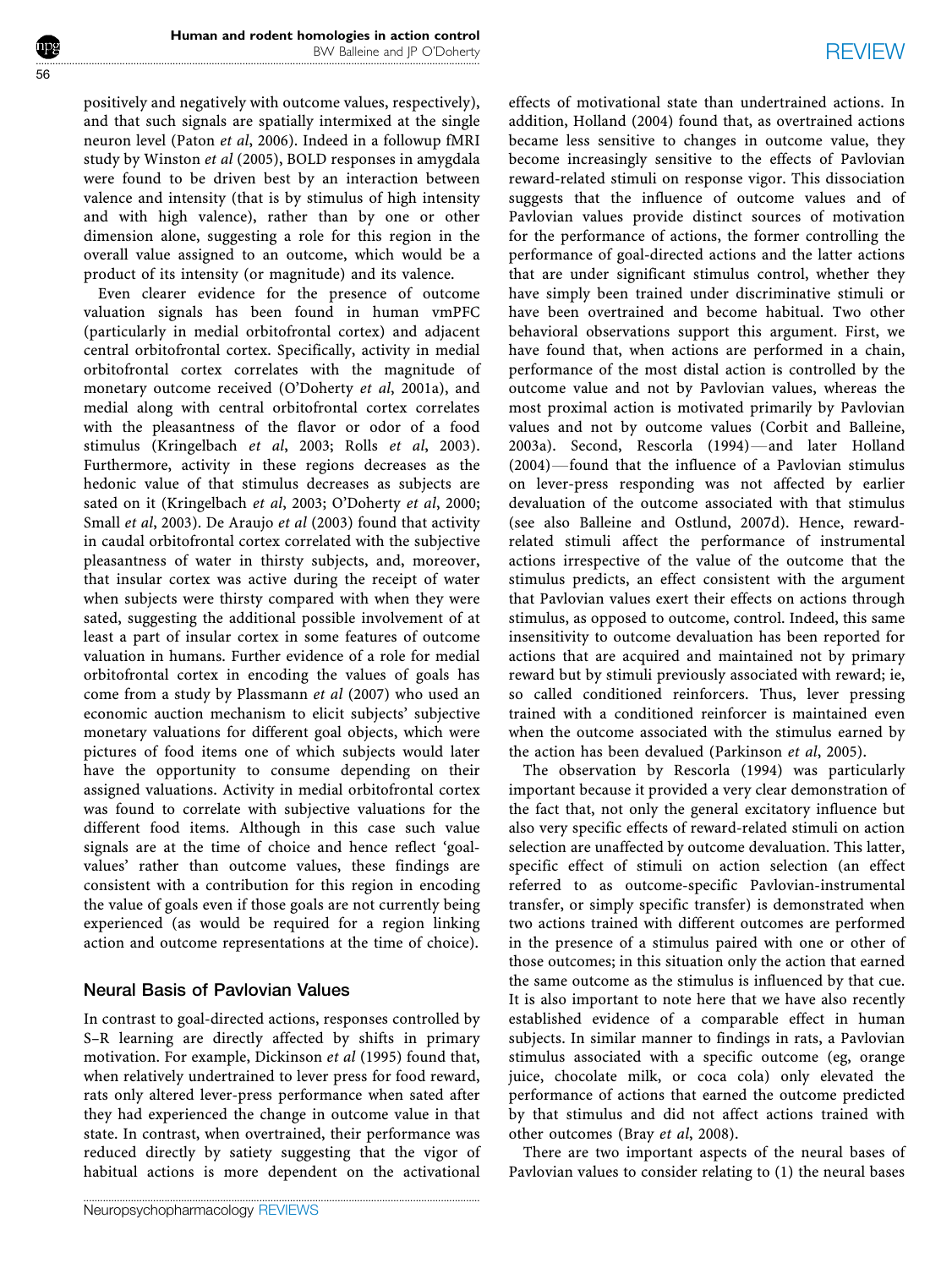positively and negatively with outcome values, respectively), and that such signals are spatially intermixed at the single neuron level (Paton *et al*, 2006). Indeed in a followup fMRI study by Winston *et al* (2005), BOLD responses in amygdala were found to be driven best by an interaction between valence and intensity (that is by stimulus of high intensity and with high valence), rather than by one or other dimension alone, suggesting a role for this region in the overall value assigned to an outcome, which would be a product of its intensity (or magnitude) and its valence.

Even clearer evidence for the presence of outcome valuation signals has been found in human vmPFC (particularly in medial orbitofrontal cortex) and adjacent central orbitofrontal cortex. Specifically, activity in medial orbitofrontal cortex correlates with the magnitude of monetary outcome received (O'Doherty *et al*, 2001a), and medial along with central orbitofrontal cortex correlates with the pleasantness of the flavor or odor of a food stimulus (Kringelbach *et al*, 2003; Rolls *et al*, 2003). Furthermore, activity in these regions decreases as the hedonic value of that stimulus decreases as subjects are sated on it (Kringelbach *et al*, 2003; O'Doherty *et al*, 2000; Small *et al*, 2003). De Araujo *et al* (2003) found that activity in caudal orbitofrontal cortex correlated with the subjective pleasantness of water in thirsty subjects, and, moreover, that insular cortex was active during the receipt of water when subjects were thirsty compared with when they were sated, suggesting the additional possible involvement of at least a part of insular cortex in some features of outcome valuation in humans. Further evidence of a role for medial orbitofrontal cortex in encoding the values of goals has come from a study by Plassmann *et al* (2007) who used an economic auction mechanism to elicit subjects' subjective monetary valuations for different goal objects, which were pictures of food items one of which subjects would later have the opportunity to consume depending on their assigned valuations. Activity in medial orbitofrontal cortex was found to correlate with subjective valuations for the different food items. Although in this case such value signals are at the time of choice and hence reflect 'goal-values' rather than outcome values, these findings are consistent with a contribution for this region in encoding the value of goals even if those goals are not currently being experienced (as would be required for a region linking action and outcome representations at the time of choice).

## Neural Basis of Pavlovian Values

In contrast to goal-directed actions, responses controlled by S–R learning are directly affected by shifts in primary motivation. For example, Dickinson *et al* (1995) found that, when relatively undertrained to lever press for food reward, rats only altered lever-press performance when sated after they had experienced the change in outcome value in that state. In contrast, when overtrained, their performance was reduced directly by satiety suggesting that the vigor of habitual actions is more dependent on the activational effects of motivational state than undertrained actions. In addition, Holland (2004) found that, as overtrained actions became less sensitive to changes in outcome value, they become increasingly sensitive to the effects of Pavlovian reward-related stimuli on response vigor. This dissociation suggests that the influence of outcome values and of Pavlovian values provide distinct sources of motivation for the performance of actions, the former controlling the performance of goal-directed actions and the latter actions that are under significant stimulus control, whether they have simply been trained under discriminative stimuli or have been overtrained and become habitual. Two other behavioral observations support this argument. First, we have found that, when actions are performed in a chain, performance of the most distal action is controlled by the outcome value and not by Pavlovian values, whereas the most proximal action is motivated primarily by Pavlovian values and not by outcome values (Corbit and Balleine, 2003a). Second, Rescorla (1994)—and later Holland (2004)—found that the influence of a Pavlovian stimulus on lever-press responding was not affected by earlier devaluation of the outcome associated with that stimulus (see also Balleine and Ostlund, 2007d). Hence, reward-related stimuli affect the performance of instrumental actions irrespective of the value of the outcome that the stimulus predicts, an effect consistent with the argument that Pavlovian values exert their effects on actions through stimulus, as opposed to outcome, control. Indeed, this same insensitivity to outcome devaluation has been reported for actions that are acquired and maintained not by primary reward but by stimuli previously associated with reward; ie, so called conditioned reinforcers. Thus, lever pressing trained with a conditioned reinforcer is maintained even when the outcome associated with the stimulus earned by the action has been devalued (Parkinson *et al*, 2005).

The observation by Rescorla (1994) was particularly important because it provided a very clear demonstration of the fact that, not only the general excitatory influence but also very specific effects of reward-related stimuli on action selection are unaffected by outcome devaluation. This latter, specific effect of stimuli on action selection (an effect referred to as outcome-specific Pavlovian-instrumental transfer, or simply specific transfer) is demonstrated when two actions trained with different outcomes are performed in the presence of a stimulus paired with one or other of those outcomes; in this situation only the action that earned the same outcome as the stimulus is influenced by that cue. It is also important to note here that we have also recently established evidence of a comparable effect in human subjects. In similar manner to findings in rats, a Pavlovian stimulus associated with a specific outcome (eg, orange juice, chocolate milk, or coca cola) only elevated the performance of actions that earned the outcome predicted by that stimulus and did not affect actions trained with other outcomes (Bray *et al*, 2008).

There are two important aspects of the neural bases of Pavlovian values to consider relating to (1) the neural bases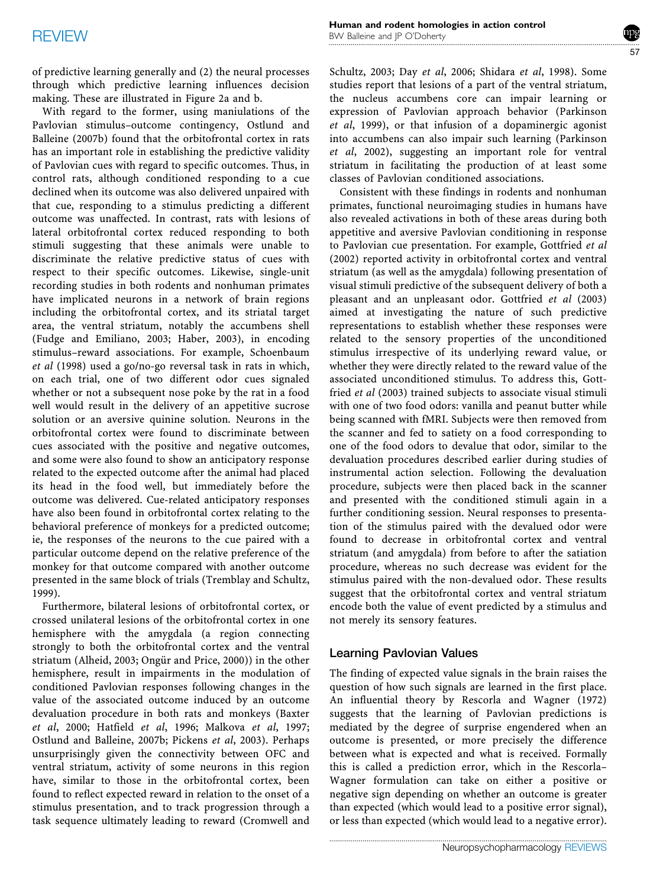of predictive learning generally and (2) the neural processes through which predictive learning influences decision making. These are illustrated in Figure 2a and b.

With regard to the former, using maniulations of the Pavlovian stimulus–outcome contingency, Ostlund and Balleine (2007b) found that the orbitofrontal cortex in rats has an important role in establishing the predictive validity of Pavlovian cues with regard to specific outcomes. Thus, in control rats, although conditioned responding to a cue declined when its outcome was also delivered unpaired with that cue, responding to a stimulus predicting a different outcome was unaffected. In contrast, rats with lesions of lateral orbitofrontal cortex reduced responding to both stimuli suggesting that these animals were unable to discriminate the relative predictive status of cues with respect to their specific outcomes. Likewise, single-unit recording studies in both rodents and nonhuman primates have implicated neurons in a network of brain regions including the orbitofrontal cortex, and its striatal target area, the ventral striatum, notably the accumbens shell (Fudge and Emiliano, 2003; Haber, 2003), in encoding stimulus–reward associations. For example, Schoenbaum *et al* (1998) used a go/no-go reversal task in rats in which, on each trial, one of two different odor cues signaled whether or not a subsequent nose poke by the rat in a food well would result in the delivery of an appetitive sucrose solution or an aversive quinine solution. Neurons in the orbitofrontal cortex were found to discriminate between cues associated with the positive and negative outcomes, and some were also found to show an anticipatory response related to the expected outcome after the animal had placed its head in the food well, but immediately before the outcome was delivered. Cue-related anticipatory responses have also been found in orbitofrontal cortex relating to the behavioral preference of monkeys for a predicted outcome; ie, the responses of the neurons to the cue paired with a particular outcome depend on the relative preference of the monkey for that outcome compared with another outcome presented in the same block of trials (Tremblay and Schultz, 1999).

Furthermore, bilateral lesions of orbitofrontal cortex, or crossed unilateral lesions of the orbitofrontal cortex in one hemisphere with the amygdala (a region connecting strongly to both the orbitofrontal cortex and the ventral striatum (Alheid, 2003; Ongür and Price, 2000)) in the other hemisphere, result in impairments in the modulation of conditioned Pavlovian responses following changes in the value of the associated outcome induced by an outcome devaluation procedure in both rats and monkeys (Baxter *et al*, 2000; Hatfield *et al*, 1996; Malkova *et al*, 1997; Ostlund and Balleine, 2007b; Pickens *et al*, 2003). Perhaps unsurprisingly given the connectivity between OFC and ventral striatum, activity of some neurons in this region have, similar to those in the orbitofrontal cortex, been found to reflect expected reward in relation to the onset of a stimulus presentation, and to track progression through a task sequence ultimately leading to reward (Cromwell and Schultz, 2003; Day *et al*, 2006; Shidara *et al*, 1998). Some studies report that lesions of a part of the ventral striatum, the nucleus accumbens core can impair learning or expression of Pavlovian approach behavior (Parkinson *et al*, 1999), or that infusion of a dopaminergic agonist into accumbens can also impair such learning (Parkinson *et al*, 2002), suggesting an important role for ventral striatum in facilitating the production of at least some classes of Pavlovian conditioned associations.

Consistent with these findings in rodents and nonhuman primates, functional neuroimaging studies in humans have also revealed activations in both of these areas during both appetitive and aversive Pavlovian conditioning in response to Pavlovian cue presentation. For example, Gottfried *et al* (2002) reported activity in orbitofrontal cortex and ventral striatum (as well as the amygdala) following presentation of visual stimuli predictive of the subsequent delivery of both a pleasant and an unpleasant odor. Gottfried *et al* (2003) aimed at investigating the nature of such predictive representations to establish whether these responses were related to the sensory properties of the unconditioned stimulus irrespective of its underlying reward value, or whether they were directly related to the reward value of the associated unconditioned stimulus. To address this, Gottfried *et al* (2003) trained subjects to associate visual stimuli with one of two food odors: vanilla and peanut butter while being scanned with fMRI. Subjects were then removed from the scanner and fed to satiety on a food corresponding to one of the food odors to devalue that odor, similar to the devaluation procedures described earlier during studies of instrumental action selection. Following the devaluation procedure, subjects were then placed back in the scanner and presented with the conditioned stimuli again in a further conditioning session. Neural responses to presentation of the stimulus paired with the devalued odor were found to decrease in orbitofrontal cortex and ventral striatum (and amygdala) from before to after the satiation procedure, whereas no such decrease was evident for the stimulus paired with the non-devalued odor. These results suggest that the orbitofrontal cortex and ventral striatum encode both the value of event predicted by a stimulus and not merely its sensory features.

## Learning Pavlovian Values

The finding of expected value signals in the brain raises the question of how such signals are learned in the first place. An influential theory by Rescorla and Wagner (1972) suggests that the learning of Pavlovian predictions is mediated by the degree of surprise engendered when an outcome is presented, or more precisely the difference between what is expected and what is received. Formally this is called a prediction error, which in the Rescorla–Wagner formulation can take on either a positive or negative sign depending on whether an outcome is greater than expected (which would lead to a positive error signal), or less than expected (which would lead to a negative error).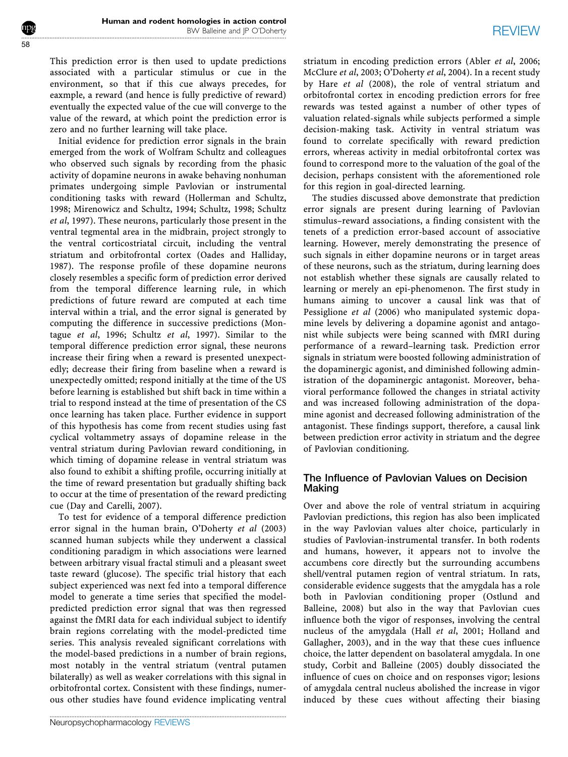This prediction error is then used to update predictions associated with a particular stimulus or cue in the environment, so that if this cue always precedes, for eaxmple, a reward (and hence is fully predictive of reward) eventually the expected value of the cue will converge to the value of the reward, at which point the prediction error is zero and no further learning will take place.

Initial evidence for prediction error signals in the brain emerged from the work of Wolfram Schultz and colleagues who observed such signals by recording from the phasic activity of dopamine neurons in awake behaving nonhuman primates undergoing simple Pavlovian or instrumental conditioning tasks with reward (Hollerman and Schultz, 1998; Mirenowicz and Schultz, 1994; Schultz, 1998; Schultz *et al*, 1997). These neurons, particularly those present in the ventral tegmental area in the midbrain, project strongly to the ventral corticostriatal circuit, including the ventral striatum and orbitofrontal cortex (Oades and Halliday, 1987). The response profile of these dopamine neurons closely resembles a specific form of prediction error derived from the temporal difference learning rule, in which predictions of future reward are computed at each time interval within a trial, and the error signal is generated by computing the difference in successive predictions (Montague *et al*, 1996; Schultz *et al*, 1997). Similar to the temporal difference prediction error signal, these neurons increase their firing when a reward is presented unexpectedly; decrease their firing from baseline when a reward is unexpectedly omitted; respond initially at the time of the US before learning is established but shift back in time within a trial to respond instead at the time of presentation of the CS once learning has taken place. Further evidence in support of this hypothesis has come from recent studies using fast cyclical voltammetry assays of dopamine release in the ventral striatum during Pavlovian reward conditioning, in which timing of dopamine release in ventral striatum was also found to exhibit a shifting profile, occurring initially at the time of reward presentation but gradually shifting back to occur at the time of presentation of the reward predicting cue (Day and Carelli, 2007).

To test for evidence of a temporal difference prediction error signal in the human brain, O'Doherty *et al* (2003) scanned human subjects while they underwent a classical conditioning paradigm in which associations were learned between arbitrary visual fractal stimuli and a pleasant sweet taste reward (glucose). The specific trial history that each subject experienced was next fed into a temporal difference model to generate a time series that specified the model-predicted prediction error signal that was then regressed against the fMRI data for each individual subject to identify brain regions correlating with the model-predicted time series. This analysis revealed significant correlations with the model-based predictions in a number of brain regions, most notably in the ventral striatum (ventral putamen bilaterally) as well as weaker correlations with this signal in orbitofrontal cortex. Consistent with these findings, numerous other studies have found evidence implicating ventral striatum in encoding prediction errors (Abler *et al*, 2006; McClure *et al*, 2003; O'Doherty *et al*, 2004). In a recent study by Hare *et al* (2008), the role of ventral striatum and orbitofrontal cortex in encoding prediction errors for free rewards was tested against a number of other types of valuation related-signals while subjects performed a simple decision-making task. Activity in ventral striatum was found to correlate specifically with reward prediction errors, whereas activity in medial orbitofrontal cortex was found to correspond more to the valuation of the goal of the decision, perhaps consistent with the aforementioned role for this region in goal-directed learning.

The studies discussed above demonstrate that prediction error signals are present during learning of Pavlovian stimulus–reward associations, a finding consistent with the tenets of a prediction error-based account of associative learning. However, merely demonstrating the presence of such signals in either dopamine neurons or in target areas of these neurons, such as the striatum, during learning does not establish whether these signals are causally related to learning or merely an epi-phenomenon. The first study in humans aiming to uncover a causal link was that of Pessiglione *et al* (2006) who manipulated systemic dopamine levels by delivering a dopamine agonist and antagonist while subjects were being scanned with fMRI during performance of a reward–learning task. Prediction error signals in striatum were boosted following administration of the dopaminergic agonist, and diminished following administration of the dopaminergic antagonist. Moreover, behavioral performance followed the changes in striatal activity and was increased following administration of the dopamine agonist and decreased following administration of the antagonist. These findings support, therefore, a causal link between prediction error activity in striatum and the degree of Pavlovian conditioning.

## The Influence of Pavlovian Values on Decision Making

Over and above the role of ventral striatum in acquiring Pavlovian predictions, this region has also been implicated in the way Pavlovian values alter choice, particularly in studies of Pavlovian-instrumental transfer. In both rodents and humans, however, it appears not to involve the accumbens core directly but the surrounding accumbens shell/ventral putamen region of ventral striatum. In rats, considerable evidence suggests that the amygdala has a role both in Pavlovian conditioning proper (Ostlund and Balleine, 2008) but also in the way that Pavlovian cues influence both the vigor of responses, involving the central nucleus of the amygdala (Hall *et al*, 2001; Holland and Gallagher, 2003), and in the way that these cues influence choice, the latter dependent on basolateral amygdala. In one study, Corbit and Balleine (2005) doubly dissociated the influence of cues on choice and on responses vigor; lesions of amygdala central nucleus abolished the increase in vigor induced by these cues without affecting their biasing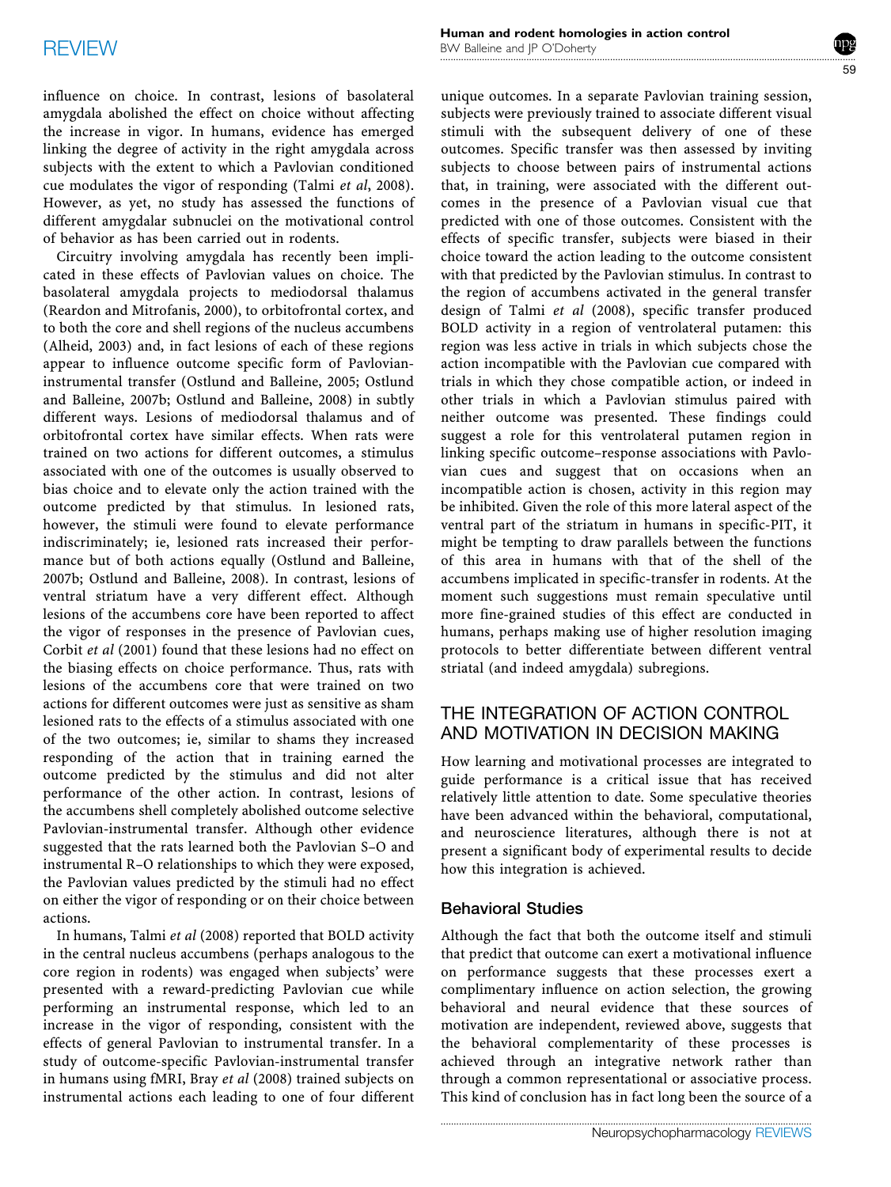influence on choice. In contrast, lesions of basolateral amygdala abolished the effect on choice without affecting the increase in vigor. In humans, evidence has emerged linking the degree of activity in the right amygdala across subjects with the extent to which a Pavlovian conditioned cue modulates the vigor of responding (Talmi *et al*, 2008). However, as yet, no study has assessed the functions of different amygdalar subnuclei on the motivational control of behavior as has been carried out in rodents.

Circuitry involving amygdala has recently been implicated in these effects of Pavlovian values on choice. The basolateral amygdala projects to mediodorsal thalamus (Reardon and Mitrofanis, 2000), to orbitofrontal cortex, and to both the core and shell regions of the nucleus accumbens (Alheid, 2003) and, in fact lesions of each of these regions appear to influence outcome specific form of Pavlovian-instrumental transfer (Ostlund and Balleine, 2005; Ostlund and Balleine, 2007b; Ostlund and Balleine, 2008) in subtly different ways. Lesions of mediodorsal thalamus and of orbitofrontal cortex have similar effects. When rats were trained on two actions for different outcomes, a stimulus associated with one of the outcomes is usually observed to bias choice and to elevate only the action trained with the outcome predicted by that stimulus. In lesioned rats, however, the stimuli were found to elevate performance indiscriminately; ie, lesioned rats increased their performance but of both actions equally (Ostlund and Balleine, 2007b; Ostlund and Balleine, 2008). In contrast, lesions of ventral striatum have a very different effect. Although lesions of the accumbens core have been reported to affect the vigor of responses in the presence of Pavlovian cues, Corbit *et al* (2001) found that these lesions had no effect on the biasing effects on choice performance. Thus, rats with lesions of the accumbens core that were trained on two actions for different outcomes were just as sensitive as sham lesioned rats to the effects of a stimulus associated with one of the two outcomes; ie, similar to shams they increased responding of the action that in training earned the outcome predicted by the stimulus and did not alter performance of the other action. In contrast, lesions of the accumbens shell completely abolished outcome selective Pavlovian-instrumental transfer. Although other evidence suggested that the rats learned both the Pavlovian S–O and instrumental R–O relationships to which they were exposed, the Pavlovian values predicted by the stimuli had no effect on either the vigor of responding or on their choice between actions.

In humans, Talmi *et al* (2008) reported that BOLD activity in the central nucleus accumbens (perhaps analogous to the core region in rodents) was engaged when subjects' were presented with a reward-predicting Pavlovian cue while performing an instrumental response, which led to an increase in the vigor of responding, consistent with the effects of general Pavlovian to instrumental transfer. In a study of outcome-specific Pavlovian-instrumental transfer in humans using fMRI, Bray *et al* (2008) trained subjects on instrumental actions each leading to one of four different unique outcomes. In a separate Pavlovian training session, subjects were previously trained to associate different visual stimuli with the subsequent delivery of one of these outcomes. Specific transfer was then assessed by inviting subjects to choose between pairs of instrumental actions that, in training, were associated with the different outcomes in the presence of a Pavlovian visual cue that predicted with one of those outcomes. Consistent with the effects of specific transfer, subjects were biased in their choice toward the action leading to the outcome consistent with that predicted by the Pavlovian stimulus. In contrast to the region of accumbens activated in the general transfer design of Talmi *et al* (2008), specific transfer produced BOLD activity in a region of ventrolateral putamen: this region was less active in trials in which subjects chose the action incompatible with the Pavlovian cue compared with trials in which they chose compatible action, or indeed in other trials in which a Pavlovian stimulus paired with neither outcome was presented. These findings could suggest a role for this ventrolateral putamen region in linking specific outcome–response associations with Pavlovian cues and suggest that on occasions when an incompatible action is chosen, activity in this region may be inhibited. Given the role of this more lateral aspect of the ventral part of the striatum in humans in specific-PIT, it might be tempting to draw parallels between the functions of this area in humans with that of the shell of the accumbens implicated in specific-transfer in rodents. At the moment such suggestions must remain speculative until more fine-grained studies of this effect are conducted in humans, perhaps making use of higher resolution imaging protocols to better differentiate between different ventral striatal (and indeed amygdala) subregions.

## THE INTEGRATION OF ACTION CONTROL AND MOTIVATION IN DECISION MAKING

How learning and motivational processes are integrated to guide performance is a critical issue that has received relatively little attention to date. Some speculative theories have been advanced within the behavioral, computational, and neuroscience literatures, although there is not at present a significant body of experimental results to decide how this integration is achieved.

### Behavioral Studies

Although the fact that both the outcome itself and stimuli that predict that outcome can exert a motivational influence on performance suggests that these processes exert a complimentary influence on action selection, the growing behavioral and neural evidence that these sources of motivation are independent, reviewed above, suggests that the behavioral complementarity of these processes is achieved through an integrative network rather than through a common representational or associative process. This kind of conclusion has in fact long been the source of a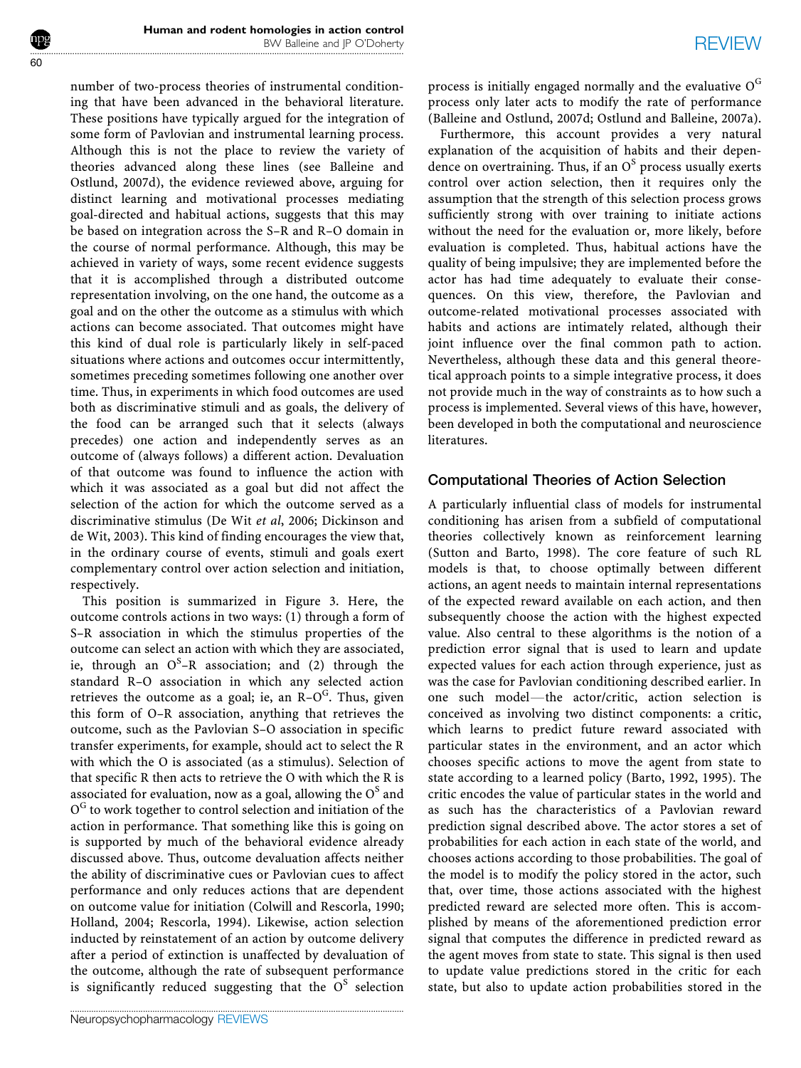number of two-process theories of instrumental conditioning that have been advanced in the behavioral literature. These positions have typically argued for the integration of some form of Pavlovian and instrumental learning process. Although this is not the place to review the variety of theories advanced along these lines (see Balleine and Ostlund, 2007d), the evidence reviewed above, arguing for distinct learning and motivational processes mediating goal-directed and habitual actions, suggests that this may be based on integration across the S–R and R–O domain in the course of normal performance. Although, this may be achieved in variety of ways, some recent evidence suggests that it is accomplished through a distributed outcome representation involving, on the one hand, the outcome as a goal and on the other the outcome as a stimulus with which actions can become associated. That outcomes might have this kind of dual role is particularly likely in self-paced situations where actions and outcomes occur intermittently, sometimes preceding sometimes following one another over time. Thus, in experiments in which food outcomes are used both as discriminative stimuli and as goals, the delivery of the food can be arranged such that it selects (always precedes) one action and independently serves as an outcome of (always follows) a different action. Devaluation of that outcome was found to influence the action with which it was associated as a goal but did not affect the selection of the action for which the outcome served as a discriminative stimulus (De Wit *et al*, 2006; Dickinson and de Wit, 2003). This kind of finding encourages the view that, in the ordinary course of events, stimuli and goals exert complementary control over action selection and initiation, respectively.

This position is summarized in Figure 3. Here, the outcome controls actions in two ways: (1) through a form of S–R association in which the stimulus properties of the outcome can select an action with which they are associated, ie, through an $O^S$–R association; and (2) through the standard R–O association in which any selected action retrieves the outcome as a goal; ie, an R–$O^G$. Thus, given this form of O–R association, anything that retrieves the outcome, such as the Pavlovian S–O association in specific transfer experiments, for example, should act to select the R with which the O is associated (as a stimulus). Selection of that specific R then acts to retrieve the O with which the R is associated for evaluation, now as a goal, allowing the $O^S$ and $O^G$ to work together to control selection and initiation of the action in performance. That something like this is going on is supported by much of the behavioral evidence already discussed above. Thus, outcome devaluation affects neither the ability of discriminative cues or Pavlovian cues to affect performance and only reduces actions that are dependent on outcome value for initiation (Colwill and Rescorla, 1990; Holland, 2004; Rescorla, 1994). Likewise, action selection inducted by reinstatement of an action by outcome delivery after a period of extinction is unaffected by devaluation of the outcome, although the rate of subsequent performance is significantly reduced suggesting that the $O^S$ selection process is initially engaged normally and the evaluative $O^G$ process only later acts to modify the rate of performance (Balleine and Ostlund, 2007d; Ostlund and Balleine, 2007a).

Furthermore, this account provides a very natural explanation of the acquisition of habits and their dependence on overtraining. Thus, if an $O^S$ process usually exerts control over action selection, then it requires only the assumption that the strength of this selection process grows sufficiently strong with over training to initiate actions without the need for the evaluation or, more likely, before evaluation is completed. Thus, habitual actions have the quality of being impulsive; they are implemented before the actor has had time adequately to evaluate their consequences. On this view, therefore, the Pavlovian and outcome-related motivational processes associated with habits and actions are intimately related, although their joint influence over the final common path to action. Nevertheless, although these data and this general theoretical approach points to a simple integrative process, it does not provide much in the way of constraints as to how such a process is implemented. Several views of this have, however, been developed in both the computational and neuroscience literatures.

## Computational Theories of Action Selection

A particularly influential class of models for instrumental conditioning has arisen from a subfield of computational theories collectively known as reinforcement learning (Sutton and Barto, 1998). The core feature of such RL models is that, to choose optimally between different actions, an agent needs to maintain internal representations of the expected reward available on each action, and then subsequently choose the action with the highest expected value. Also central to these algorithms is the notion of a prediction error signal that is used to learn and update expected values for each action through experience, just as was the case for Pavlovian conditioning described earlier. In one such model—the actor/critic, action selection is conceived as involving two distinct components: a critic, which learns to predict future reward associated with particular states in the environment, and an actor which chooses specific actions to move the agent from state to state according to a learned policy (Barto, 1992, 1995). The critic encodes the value of particular states in the world and as such has the characteristics of a Pavlovian reward prediction signal described above. The actor stores a set of probabilities for each action in each state of the world, and chooses actions according to those probabilities. The goal of the model is to modify the policy stored in the actor, such that, over time, those actions associated with the highest predicted reward are selected more often. This is accomplished by means of the aforementioned prediction error signal that computes the difference in predicted reward as the agent moves from state to state. This signal is then used to update value predictions stored in the critic for each state, but also to update action probabilities stored in the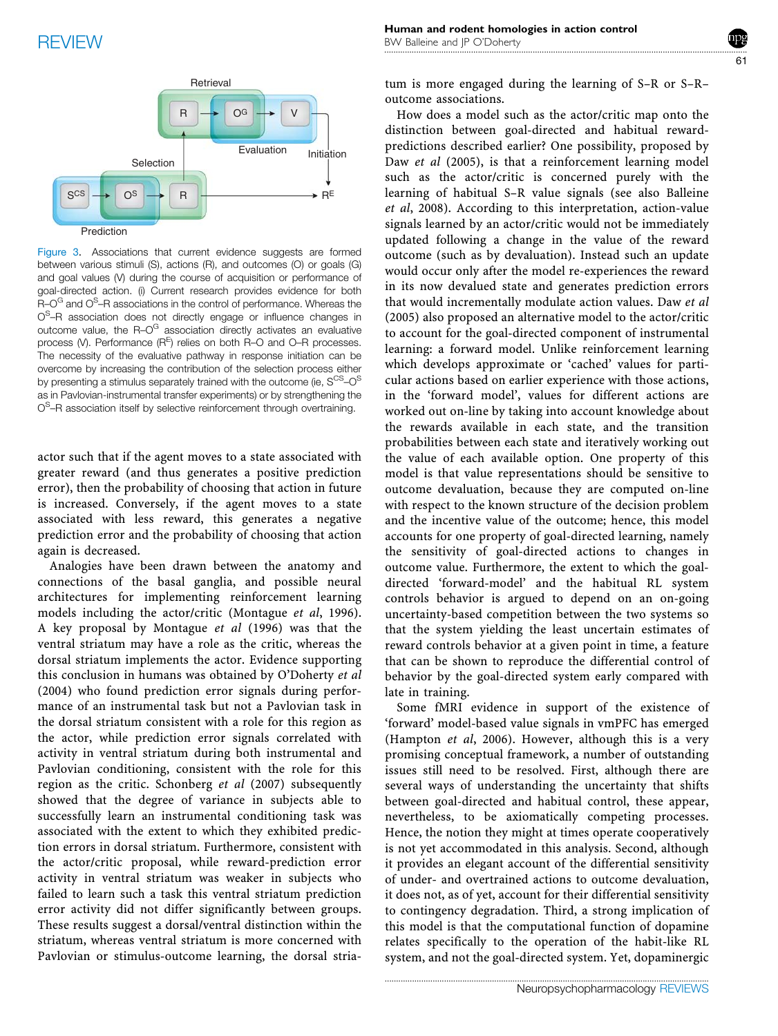Figure 3. Associations that current evidence suggests are formed between various stimuli (S), actions (R), and outcomes (O) or goals (G) and goal values (V) during the course of acquisition or performance of goal-directed action. (i) Current research provides evidence for both R–$O^G$ and $O^S$–R associations in the control of performance. Whereas the $O^S$–R association does not directly engage or influence changes in outcome value, the R–$O^G$ association directly activates an evaluative process (V). Performance ($R^E$) relies on both R–O and O–R processes. The necessity of the evaluative pathway in response initiation can be overcome by increasing the contribution of the selection process either by presenting a stimulus separately trained with the outcome (ie, $S^{CS}$–$O^S$ as in Pavlovian-instrumental transfer experiments) or by strengthening the $O^S$–R association itself by selective reinforcement through overtraining.

actor such that if the agent moves to a state associated with greater reward (and thus generates a positive prediction error), then the probability of choosing that action in future is increased. Conversely, if the agent moves to a state associated with less reward, this generates a negative prediction error and the probability of choosing that action again is decreased.

Analogies have been drawn between the anatomy and connections of the basal ganglia, and possible neural architectures for implementing reinforcement learning models including the actor/critic (Montague *et al*, 1996). A key proposal by Montague *et al* (1996) was that the ventral striatum may have a role as the critic, whereas the dorsal striatum implements the actor. Evidence supporting this conclusion in humans was obtained by O'Doherty *et al* (2004) who found prediction error signals during performance of an instrumental task but not a Pavlovian task in the dorsal striatum consistent with a role for this region as the actor, while prediction error signals correlated with activity in ventral striatum during both instrumental and Pavlovian conditioning, consistent with the role for this region as the critic. Schonberg *et al* (2007) subsequently showed that the degree of variance in subjects able to successfully learn an instrumental conditioning task was associated with the extent to which they exhibited prediction errors in dorsal striatum. Furthermore, consistent with the actor/critic proposal, while reward-prediction error activity in ventral striatum was weaker in subjects who failed to learn such a task this ventral striatum prediction error activity did not differ significantly between groups. These results suggest a dorsal/ventral distinction within the striatum, whereas ventral striatum is more concerned with Pavlovian or stimulus-outcome learning, the dorsal striatum is more engaged during the learning of S–R or S–R–outcome associations.

How does a model such as the actor/critic map onto the distinction between goal-directed and habitual reward-predictions described earlier? One possibility, proposed by Daw *et al* (2005), is that a reinforcement learning model such as the actor/critic is concerned purely with the learning of habitual S–R value signals (see also Balleine *et al*, 2008). According to this interpretation, action-value signals learned by an actor/critic would not be immediately updated following a change in the value of the reward outcome (such as by devaluation). Instead such an update would occur only after the model re-experiences the reward in its now devalued state and generates prediction errors that would incrementally modulate action values. Daw *et al* (2005) also proposed an alternative model to the actor/critic to account for the goal-directed component of instrumental learning: a forward model. Unlike reinforcement learning which develops approximate or 'cached' values for particular actions based on earlier experience with those actions, in the 'forward model', values for different actions are worked out on-line by taking into account knowledge about the rewards available in each state, and the transition probabilities between each state and iteratively working out the value of each available option. One property of this model is that value representations should be sensitive to outcome devaluation, because they are computed on-line with respect to the known structure of the decision problem and the incentive value of the outcome; hence, this model accounts for one property of goal-directed learning, namely the sensitivity of goal-directed actions to changes in outcome value. Furthermore, the extent to which the goal-directed 'forward-model' and the habitual RL system controls behavior is argued to depend on an on-going uncertainty-based competition between the two systems so that the system yielding the least uncertain estimates of reward controls behavior at a given point in time, a feature that can be shown to reproduce the differential control of behavior by the goal-directed system early compared with late in training.

Some fMRI evidence in support of the existence of 'forward' model-based value signals in vmPFC has emerged (Hampton *et al*, 2006). However, although this is a very promising conceptual framework, a number of outstanding issues still need to be resolved. First, although there are several ways of understanding the uncertainty that shifts between goal-directed and habitual control, these appear, nevertheless, to be axiomatically competing processes. Hence, the notion they might at times operate cooperatively is not yet accommodated in this analysis. Second, although it provides an elegant account of the differential sensitivity of under- and overtrained actions to outcome devaluation, it does not, as of yet, account for their differential sensitivity to contingency degradation. Third, a strong implication of this model is that the computational function of dopamine relates specifically to the operation of the habit-like RL system, and not the goal-directed system. Yet, dopaminergic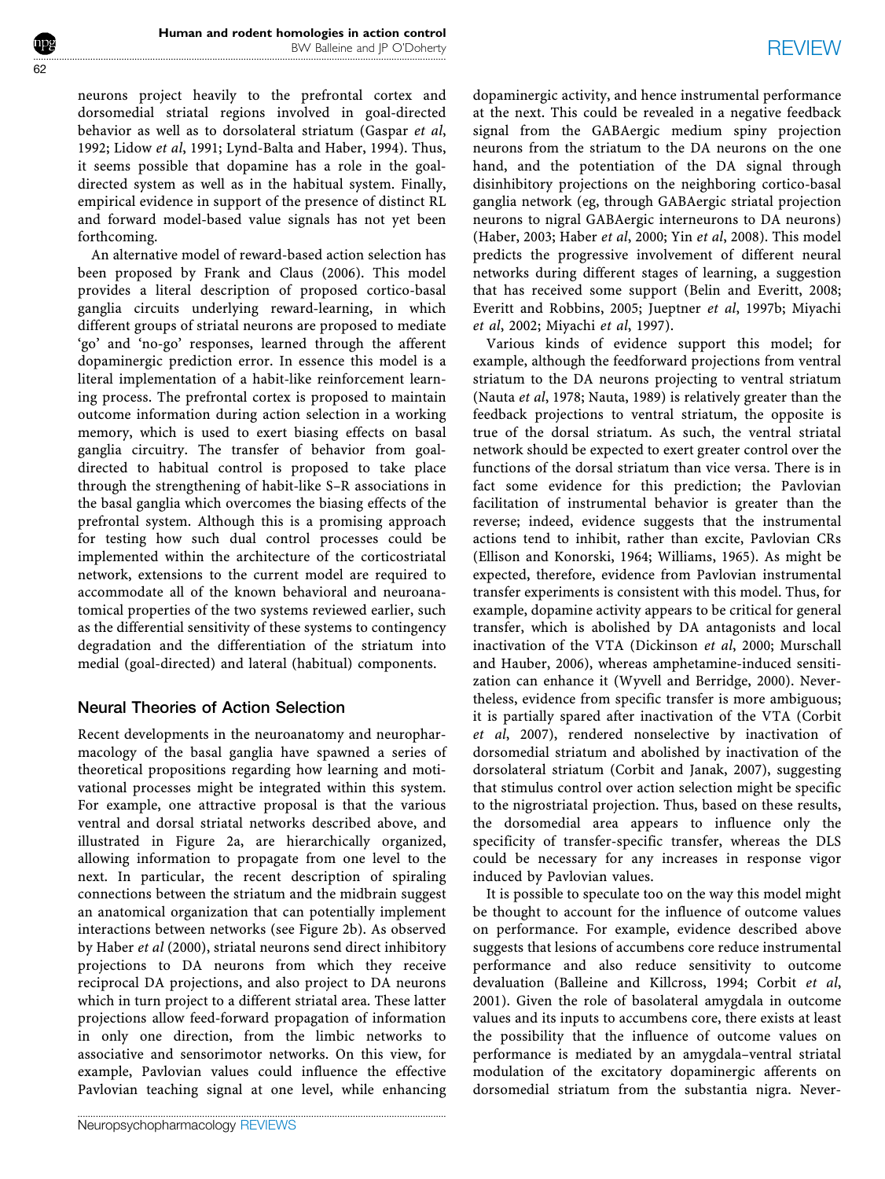neurons project heavily to the prefrontal cortex and dorsomedial striatal regions involved in goal-directed behavior as well as to dorsolateral striatum (Gaspar *et al*, 1992; Lidow *et al*, 1991; Lynd-Balta and Haber, 1994). Thus, it seems possible that dopamine has a role in the goal-directed system as well as in the habitual system. Finally, empirical evidence in support of the presence of distinct RL and forward model-based value signals has not yet been forthcoming.

An alternative model of reward-based action selection has been proposed by Frank and Claus (2006). This model provides a literal description of proposed cortico-basal ganglia circuits underlying reward-learning, in which different groups of striatal neurons are proposed to mediate 'go' and 'no-go' responses, learned through the afferent dopaminergic prediction error. In essence this model is a literal implementation of a habit-like reinforcement learning process. The prefrontal cortex is proposed to maintain outcome information during action selection in a working memory, which is used to exert biasing effects on basal ganglia circuitry. The transfer of behavior from goal-directed to habitual control is proposed to take place through the strengthening of habit-like S–R associations in the basal ganglia which overcomes the biasing effects of the prefrontal system. Although this is a promising approach for testing how such dual control processes could be implemented within the architecture of the corticostriatal network, extensions to the current model are required to accommodate all of the known behavioral and neuroanatomical properties of the two systems reviewed earlier, such as the differential sensitivity of these systems to contingency degradation and the differentiation of the striatum into medial (goal-directed) and lateral (habitual) components.

## Neural Theories of Action Selection

Recent developments in the neuroanatomy and neuropharmacology of the basal ganglia have spawned a series of theoretical propositions regarding how learning and motivational processes might be integrated within this system. For example, one attractive proposal is that the various ventral and dorsal striatal networks described above, and illustrated in Figure 2a, are hierarchically organized, allowing information to propagate from one level to the next. In particular, the recent description of spiraling connections between the striatum and the midbrain suggest an anatomical organization that can potentially implement interactions between networks (see Figure 2b). As observed by Haber *et al* (2000), striatal neurons send direct inhibitory projections to DA neurons from which they receive reciprocal DA projections, and also project to DA neurons which in turn project to a different striatal area. These latter projections allow feed-forward propagation of information in only one direction, from the limbic networks to associative and sensorimotor networks. On this view, for example, Pavlovian values could influence the effective Pavlovian teaching signal at one level, while enhancing dopaminergic activity, and hence instrumental performance at the next. This could be revealed in a negative feedback signal from the GABAergic medium spiny projection neurons from the striatum to the DA neurons on the one hand, and the potentiation of the DA signal through disinhibitory projections on the neighboring cortico-basal ganglia network (eg, through GABAergic striatal projection neurons to nigral GABAergic interneurons to DA neurons) (Haber, 2003; Haber *et al*, 2000; Yin *et al*, 2008). This model predicts the progressive involvement of different neural networks during different stages of learning, a suggestion that has received some support (Belin and Everitt, 2008; Everitt and Robbins, 2005; Jueptner *et al*, 1997b; Miyachi *et al*, 2002; Miyachi *et al*, 1997).

Various kinds of evidence support this model; for example, although the feedforward projections from ventral striatum to the DA neurons projecting to ventral striatum (Nauta *et al*, 1978; Nauta, 1989) is relatively greater than the feedback projections to ventral striatum, the opposite is true of the dorsal striatum. As such, the ventral striatal network should be expected to exert greater control over the functions of the dorsal striatum than vice versa. There is in fact some evidence for this prediction; the Pavlovian facilitation of instrumental behavior is greater than the reverse; indeed, evidence suggests that the instrumental actions tend to inhibit, rather than excite, Pavlovian CRs (Ellison and Konorski, 1964; Williams, 1965). As might be expected, therefore, evidence from Pavlovian instrumental transfer experiments is consistent with this model. Thus, for example, dopamine activity appears to be critical for general transfer, which is abolished by DA antagonists and local inactivation of the VTA (Dickinson *et al*, 2000; Murschall and Hauber, 2006), whereas amphetamine-induced sensitization can enhance it (Wyvell and Berridge, 2000). Nevertheless, evidence from specific transfer is more ambiguous; it is partially spared after inactivation of the VTA (Corbit *et al*, 2007), rendered nonselective by inactivation of dorsomedial striatum and abolished by inactivation of the dorsolateral striatum (Corbit and Janak, 2007), suggesting that stimulus control over action selection might be specific to the nigrostriatal projection. Thus, based on these results, the dorsomedial area appears to influence only the specificity of transfer-specific transfer, whereas the DLS could be necessary for any increases in response vigor induced by Pavlovian values.

It is possible to speculate too on the way this model might be thought to account for the influence of outcome values on performance. For example, evidence described above suggests that lesions of accumbens core reduce instrumental performance and also reduce sensitivity to outcome devaluation (Balleine and Killcross, 1994; Corbit *et al*, 2001). Given the role of basolateral amygdala in outcome values and its inputs to accumbens core, there exists at least the possibility that the influence of outcome values on performance is mediated by an amygdala–ventral striatal modulation of the excitatory dopaminergic afferents on dorsomedial striatum from the substantia nigra. Never-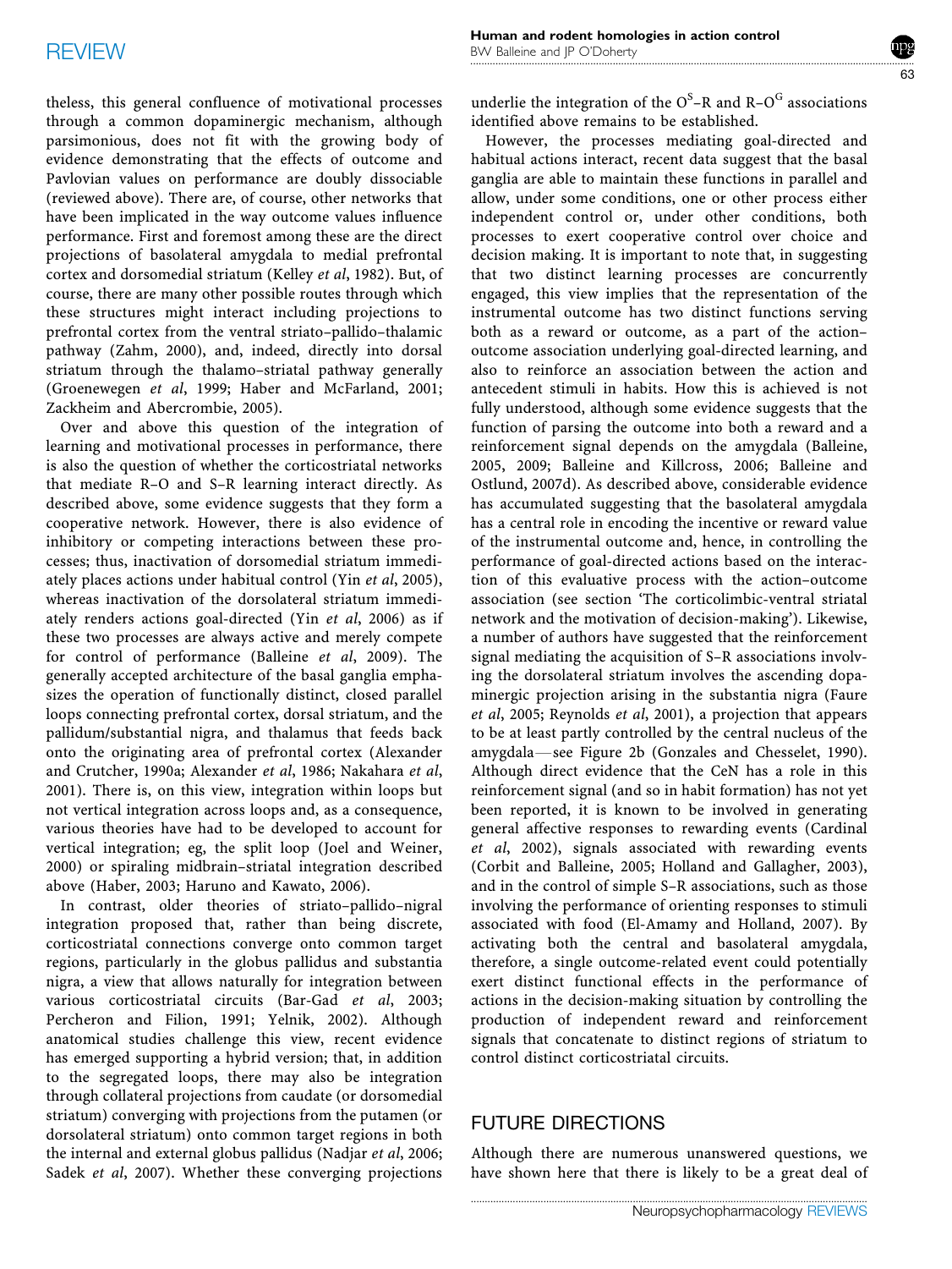theless, this general confluence of motivational processes through a common dopaminergic mechanism, although parsimonious, does not fit with the growing body of evidence demonstrating that the effects of outcome and Pavlovian values on performance are doubly dissociable (reviewed above). There are, of course, other networks that have been implicated in the way outcome values influence performance. First and foremost among these are the direct projections of basolateral amygdala to medial prefrontal cortex and dorsomedial striatum (Kelley *et al*, 1982). But, of course, there are many other possible routes through which these structures might interact including projections to prefrontal cortex from the ventral striato–pallido–thalamic pathway (Zahm, 2000), and, indeed, directly into dorsal striatum through the thalamo–striatal pathway generally (Groenewegen *et al*, 1999; Haber and McFarland, 2001; Zackheim and Abercrombie, 2005).

Over and above this question of the integration of learning and motivational processes in performance, there is also the question of whether the corticostriatal networks that mediate R–O and S–R learning interact directly. As described above, some evidence suggests that they form a cooperative network. However, there is also evidence of inhibitory or competing interactions between these processes; thus, inactivation of dorsomedial striatum immediately places actions under habitual control (Yin *et al*, 2005), whereas inactivation of the dorsolateral striatum immediately renders actions goal-directed (Yin *et al*, 2006) as if these two processes are always active and merely compete for control of performance (Balleine *et al*, 2009). The generally accepted architecture of the basal ganglia emphasizes the operation of functionally distinct, closed parallel loops connecting prefrontal cortex, dorsal striatum, and the pallidum/substantial nigra, and thalamus that feeds back onto the originating area of prefrontal cortex (Alexander and Crutcher, 1990a; Alexander *et al*, 1986; Nakahara *et al*, 2001). There is, on this view, integration within loops but not vertical integration across loops and, as a consequence, various theories have had to be developed to account for vertical integration; eg, the split loop (Joel and Weiner, 2000) or spiraling midbrain–striatal integration described above (Haber, 2003; Haruno and Kawato, 2006).

In contrast, older theories of striato–pallido–nigral integration proposed that, rather than being discrete, corticostriatal connections converge onto common target regions, particularly in the globus pallidus and substantia nigra, a view that allows naturally for integration between various corticostriatal circuits (Bar-Gad *et al*, 2003; Percheron and Filion, 1991; Yelnik, 2002). Although anatomical studies challenge this view, recent evidence has emerged supporting a hybrid version; that, in addition to the segregated loops, there may also be integration through collateral projections from caudate (or dorsomedial striatum) converging with projections from the putamen (or dorsolateral striatum) onto common target regions in both the internal and external globus pallidus (Nadjar *et al*, 2006; Sadek *et al*, 2007). Whether these converging projections underlie the integration of the $O^S$–R and R–$O^G$ associations identified above remains to be established.

However, the processes mediating goal-directed and habitual actions interact, recent data suggest that the basal ganglia are able to maintain these functions in parallel and allow, under some conditions, one or other process either independent control or, under other conditions, both processes to exert cooperative control over choice and decision making. It is important to note that, in suggesting that two distinct learning processes are concurrently engaged, this view implies that the representation of the instrumental outcome has two distinct functions serving both as a reward or outcome, as a part of the action–outcome association underlying goal-directed learning, and also to reinforce an association between the action and antecedent stimuli in habits. How this is achieved is not fully understood, although some evidence suggests that the function of parsing the outcome into both a reward and a reinforcement signal depends on the amygdala (Balleine, 2005, 2009; Balleine and Killcross, 2006; Balleine and Ostlund, 2007d). As described above, considerable evidence has accumulated suggesting that the basolateral amygdala has a central role in encoding the incentive or reward value of the instrumental outcome and, hence, in controlling the performance of goal-directed actions based on the interaction of this evaluative process with the action–outcome association (see section 'The corticolimbic-ventral striatal network and the motivation of decision-making'). Likewise, a number of authors have suggested that the reinforcement signal mediating the acquisition of S–R associations involving the dorsolateral striatum involves the ascending dopaminergic projection arising in the substantia nigra (Faure *et al*, 2005; Reynolds *et al*, 2001), a projection that appears to be at least partly controlled by the central nucleus of the amygdala—see Figure 2b (Gonzales and Chesselet, 1990). Although direct evidence that the CeN has a role in this reinforcement signal (and so in habit formation) has not yet been reported, it is known to be involved in generating general affective responses to rewarding events (Cardinal *et al*, 2002), signals associated with rewarding events (Corbit and Balleine, 2005; Holland and Gallagher, 2003), and in the control of simple S–R associations, such as those involving the performance of orienting responses to stimuli associated with food (El-Amamy and Holland, 2007). By activating both the central and basolateral amygdala, therefore, a single outcome-related event could potentially exert distinct functional effects in the performance of actions in the decision-making situation by controlling the production of independent reward and reinforcement signals that concatenate to distinct regions of striatum to control distinct corticostriatal circuits.

## FUTURE DIRECTIONS

Although there are numerous unanswered questions, we have shown here that there is likely to be a great deal of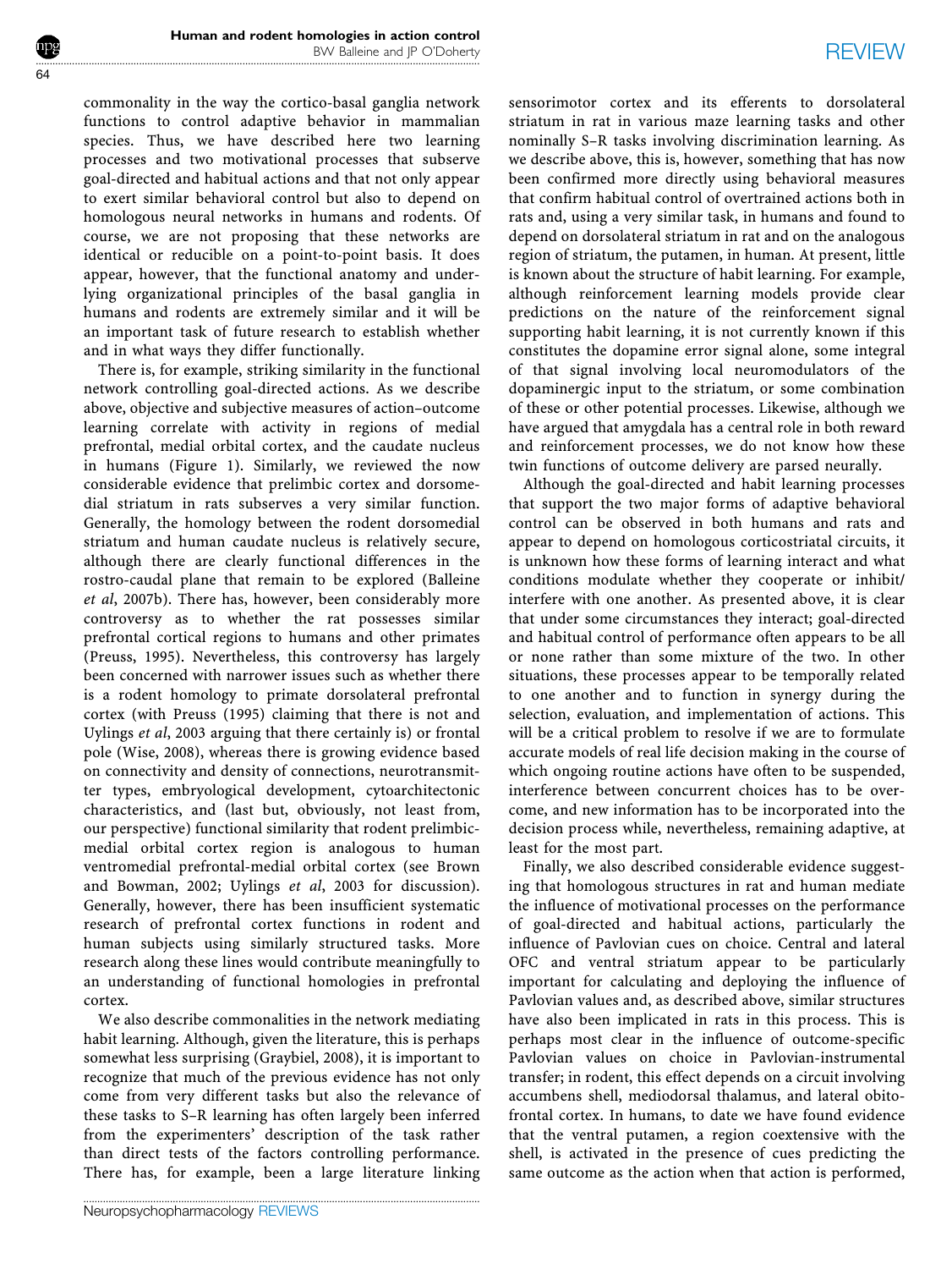commonality in the way the cortico-basal ganglia network functions to control adaptive behavior in mammalian species. Thus, we have described here two learning processes and two motivational processes that subserve goal-directed and habitual actions and that not only appear to exert similar behavioral control but also to depend on homologous neural networks in humans and rodents. Of course, we are not proposing that these networks are identical or reducible on a point-to-point basis. It does appear, however, that the functional anatomy and underlying organizational principles of the basal ganglia in humans and rodents are extremely similar and it will be an important task of future research to establish whether and in what ways they differ functionally.

There is, for example, striking similarity in the functional network controlling goal-directed actions. As we describe above, objective and subjective measures of action–outcome learning correlate with activity in regions of medial prefrontal, medial orbital cortex, and the caudate nucleus in humans (Figure 1). Similarly, we reviewed the now considerable evidence that prelimbic cortex and dorsomedial striatum in rats subserves a very similar function. Generally, the homology between the rodent dorsomedial striatum and human caudate nucleus is relatively secure, although there are clearly functional differences in the rostro-caudal plane that remain to be explored (Balleine *et al*, 2007b). There has, however, been considerably more controversy as to whether the rat possesses similar prefrontal cortical regions to humans and other primates (Preuss, 1995). Nevertheless, this controversy has largely been concerned with narrower issues such as whether there is a rodent homology to primate dorsolateral prefrontal cortex (with Preuss (1995) claiming that there is not and Uylings *et al*, 2003 arguing that there certainly is) or frontal pole (Wise, 2008), whereas there is growing evidence based on connectivity and density of connections, neurotransmitter types, embryological development, cytoarchitectonic characteristics, and (last but, obviously, not least from, our perspective) functional similarity that rodent prelimbic-medial orbital cortex region is analogous to human ventromedial prefrontal-medial orbital cortex (see Brown and Bowman, 2002; Uylings *et al*, 2003 for discussion). Generally, however, there has been insufficient systematic research of prefrontal cortex functions in rodent and human subjects using similarly structured tasks. More research along these lines would contribute meaningfully to an understanding of functional homologies in prefrontal cortex.

We also describe commonalities in the network mediating habit learning. Although, given the literature, this is perhaps somewhat less surprising (Graybiel, 2008), it is important to recognize that much of the previous evidence has not only come from very different tasks but also the relevance of these tasks to S–R learning has often largely been inferred from the experimenters' description of the task rather than direct tests of the factors controlling performance. There has, for example, been a large literature linking sensorimotor cortex and its efferents to dorsolateral striatum in rat in various maze learning tasks and other nominally S–R tasks involving discrimination learning. As we describe above, this is, however, something that has now been confirmed more directly using behavioral measures that confirm habitual control of overtrained actions both in rats and, using a very similar task, in humans and found to depend on dorsolateral striatum in rat and on the analogous region of striatum, the putamen, in human. At present, little is known about the structure of habit learning. For example, although reinforcement learning models provide clear predictions on the nature of the reinforcement signal supporting habit learning, it is not currently known if this constitutes the dopamine error signal alone, some integral of that signal involving local neuromodulators of the dopaminergic input to the striatum, or some combination of these or other potential processes. Likewise, although we have argued that amygdala has a central role in both reward and reinforcement processes, we do not know how these twin functions of outcome delivery are parsed neurally.

Although the goal-directed and habit learning processes that support the two major forms of adaptive behavioral control can be observed in both humans and rats and appear to depend on homologous corticostriatal circuits, it is unknown how these forms of learning interact and what conditions modulate whether they cooperate or inhibit/interfere with one another. As presented above, it is clear that under some circumstances they interact; goal-directed and habitual control of performance often appears to be all or none rather than some mixture of the two. In other situations, these processes appear to be temporally related to one another and to function in synergy during the selection, evaluation, and implementation of actions. This will be a critical problem to resolve if we are to formulate accurate models of real life decision making in the course of which ongoing routine actions have often to be suspended, interference between concurrent choices has to be overcome, and new information has to be incorporated into the decision process while, nevertheless, remaining adaptive, at least for the most part.

Finally, we also described considerable evidence suggesting that homologous structures in rat and human mediate the influence of motivational processes on the performance of goal-directed and habitual actions, particularly the influence of Pavlovian cues on choice. Central and lateral OFC and ventral striatum appear to be particularly important for calculating and deploying the influence of Pavlovian values and, as described above, similar structures have also been implicated in rats in this process. This is perhaps most clear in the influence of outcome-specific Pavlovian values on choice in Pavlovian-instrumental transfer; in rodent, this effect depends on a circuit involving accumbens shell, mediodorsal thalamus, and lateral obitofrontal cortex. In humans, to date we have found evidence that the ventral putamen, a region coextensive with the shell, is activated in the presence of cues predicting the same outcome as the action when that action is performed,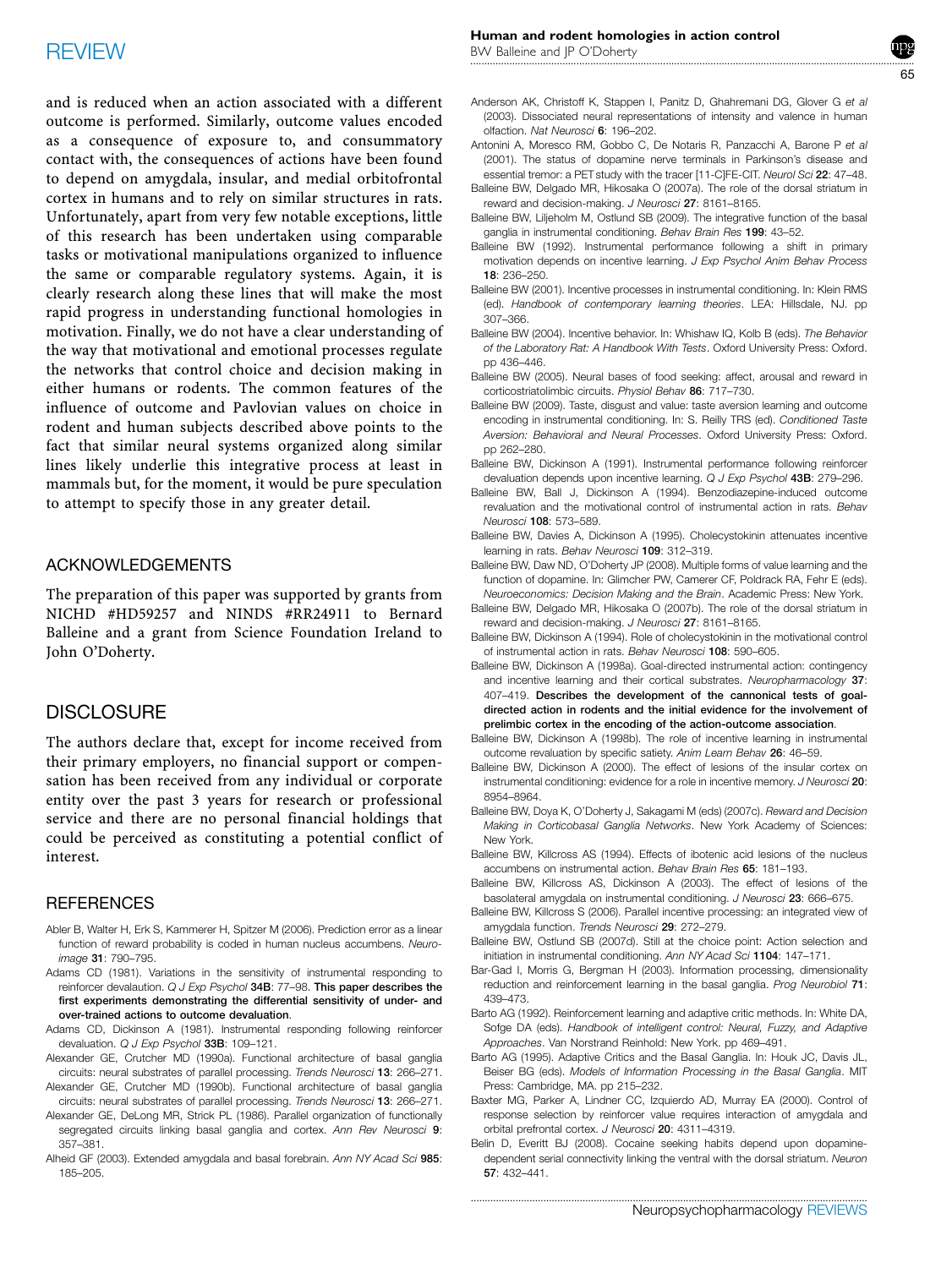and is reduced when an action associated with a different outcome is performed. Similarly, outcome values encoded as a consequence of exposure to, and consummatory contact with, the consequences of actions have been found to depend on amygdala, insular, and medial orbitofrontal cortex in humans and to rely on similar structures in rats. Unfortunately, apart from very few notable exceptions, little of this research has been undertaken using comparable tasks or motivational manipulations organized to influence the same or comparable regulatory systems. Again, it is clearly research along these lines that will make the most rapid progress in understanding functional homologies in motivation. Finally, we do not have a clear understanding of the way that motivational and emotional processes regulate the networks that control choice and decision making in either humans or rodents. The common features of the influence of outcome and Pavlovian values on choice in rodent and human subjects described above points to the fact that similar neural systems organized along similar lines likely underlie this integrative process at least in mammals but, for the moment, it would be pure speculation to attempt to specify those in any greater detail.

## ACKNOWLEDGEMENTS

The preparation of this paper was supported by grants from NICHD #HD59257 and NINDS #RR24911 to Bernard Balleine and a grant from Science Foundation Ireland to John O'Doherty.

## DISCLOSURE

The authors declare that, except for income received from their primary employers, no financial support or compensation has been received from any individual or corporate entity over the past 3 years for research or professional service and there are no personal financial holdings that could be perceived as constituting a potential conflict of interest.

## REFERENCES

Abler B, Walter H, Erk S, Kammerer H, Spitzer M (2006). Prediction error as a linear function of reward probability is coded in human nucleus accumbens. *Neuroimage* **31**: 790–795.

Adams CD (1981). Variations in the sensitivity of instrumental responding to reinforcer devalaution. *Q J Exp Psychol* **34B**: 77–98. **This paper describes the first experiments demonstrating the differential sensitivity of under- and over-trained actions to outcome devaluation**.

Adams CD, Dickinson A (1981). Instrumental responding following reinforcer devaluation. *Q J Exp Psychol* **33B**: 109–121.

Alexander GE, Crutcher MD (1990a). Functional architecture of basal ganglia circuits: neural substrates of parallel processing. *Trends Neurosci* **13**: 266–271.

Alexander GE, Crutcher MD (1990b). Functional architecture of basal ganglia circuits: neural substrates of parallel processing. *Trends Neurosci* **13**: 266–271.

Alexander GE, DeLong MR, Strick PL (1986). Parallel organization of functionally segregated circuits linking basal ganglia and cortex. *Ann Rev Neurosci* **9**: 357–381.

Alheid GF (2003). Extended amygdala and basal forebrain. *Ann NY Acad Sci* **985**: 185–205.

Anderson AK, Christoff K, Stappen I, Panitz D, Ghahremani DG, Glover G *et al* (2003). Dissociated neural representations of intensity and valence in human olfaction. *Nat Neurosci* **6**: 196–202.

Antonini A, Moresco RM, Gobbo C, De Notaris R, Panzacchi A, Barone P *et al* (2001). The status of dopamine nerve terminals in Parkinson's disease and essential tremor: a PET study with the tracer [11-C]FE-CIT. *Neurol Sci* **22**: 47–48.

Balleine BW, Delgado MR, Hikosaka O (2007a). The role of the dorsal striatum in reward and decision-making. *J Neurosci* **27**: 8161–8165.

Balleine BW, Liljeholm M, Ostlund SB (2009). The integrative function of the basal ganglia in instrumental conditioning. *Behav Brain Res* **199**: 43–52.

Balleine BW (1992). Instrumental performance following a shift in primary motivation depends on incentive learning. *J Exp Psychol Anim Behav Process* **18**: 236–250.

Balleine BW (2001). Incentive processes in instrumental conditioning. In: Klein RMS (ed). *Handbook of contemporary learning theories*. LEA: Hillsdale, NJ. pp 307–366.

Balleine BW (2004). Incentive behavior. In: Whishaw IQ, Kolb B (eds). *The Behavior of the Laboratory Rat: A Handbook With Tests*. Oxford University Press: Oxford. pp 436–446.

Balleine BW (2005). Neural bases of food seeking: affect, arousal and reward in corticostriatolimbic circuits. *Physiol Behav* **86**: 717–730.

Balleine BW (2009). Taste, disgust and value: taste aversion learning and outcome encoding in instrumental conditioning. In: S. Reilly TRS (ed). *Conditioned Taste Aversion: Behavioral and Neural Processes*. Oxford University Press: Oxford. pp 262–280.

Balleine BW, Dickinson A (1991). Instrumental performance following reinforcer devaluation depends upon incentive learning. *Q J Exp Psychol* **43B**: 279–296.

Balleine BW, Ball J, Dickinson A (1994). Benzodiazepine-induced outcome revaluation and the motivational control of instrumental action in rats. *Behav Neurosci* **108**: 573–589.

Balleine BW, Davies A, Dickinson A (1995). Cholecystokinin attenuates incentive learning in rats. *Behav Neurosci* **109**: 312–319.

Balleine BW, Daw ND, O'Doherty JP (2008). Multiple forms of value learning and the function of dopamine. In: Glimcher PW, Camerer CF, Poldrack RA, Fehr E (eds). *Neuroeconomics: Decision Making and the Brain*. Academic Press: New York.

Balleine BW, Delgado MR, Hikosaka O (2007b). The role of the dorsal striatum in reward and decision-making. *J Neurosci* **27**: 8161–8165.

Balleine BW, Dickinson A (1994). Role of cholecystokinin in the motivational control of instrumental action in rats. *Behav Neurosci* **108**: 590–605.

Balleine BW, Dickinson A (1998a). Goal-directed instrumental action: contingency and incentive learning and their cortical substrates. *Neuropharmacology* **37**: 407–419. **Describes the development of the cannonical tests of goal-directed action in rodents and the initial evidence for the involvement of prelimbic cortex in the encoding of the action-outcome association**.

Balleine BW, Dickinson A (1998b). The role of incentive learning in instrumental outcome revaluation by specific satiety. *Anim Learn Behav* **26**: 46–59.

Balleine BW, Dickinson A (2000). The effect of lesions of the insular cortex on instrumental conditioning: evidence for a role in incentive memory. *J Neurosci* **20**: 8954–8964.

Balleine BW, Doya K, O'Doherty J, Sakagami M (eds) (2007c). *Reward and Decision Making in Corticobasal Ganglia Networks*. New York Academy of Sciences: New York.

Balleine BW, Killcross AS (1994). Effects of ibotenic acid lesions of the nucleus accumbens on instrumental action. *Behav Brain Res* **65**: 181–193.

Balleine BW, Killcross AS, Dickinson A (2003). The effect of lesions of the basolateral amygdala on instrumental conditioning. *J Neurosci* **23**: 666–675.

Balleine BW, Killcross S (2006). Parallel incentive processing: an integrated view of amygdala function. *Trends Neurosci* **29**: 272–279.

Balleine BW, Ostlund SB (2007d). Still at the choice point: Action selection and initiation in instrumental conditioning. *Ann NY Acad Sci* **1104**: 147–171.

Bar-Gad I, Morris G, Bergman H (2003). Information processing, dimensionality reduction and reinforcement learning in the basal ganglia. *Prog Neurobiol* **71**: 439–473.

Barto AG (1992). Reinforcement learning and adaptive critic methods. In: White DA, Sofge DA (eds). *Handbook of intelligent control: Neural, Fuzzy, and Adaptive Approaches*. Van Norstrand Reinhold: New York. pp 469–491.

Barto AG (1995). Adaptive Critics and the Basal Ganglia. In: Houk JC, Davis JL, Beiser BG (eds). *Models of Information Processing in the Basal Ganglia*. MIT Press: Cambridge, MA. pp 215–232.

Baxter MG, Parker A, Lindner CC, Izquierdo AD, Murray EA (2000). Control of response selection by reinforcer value requires interaction of amygdala and orbital prefrontal cortex. *J Neurosci* **20**: 4311–4319.

Belin D, Everitt BJ (2008). Cocaine seeking habits depend upon dopamine-dependent serial connectivity linking the ventral with the dorsal striatum. *Neuron* **57**: 432–441.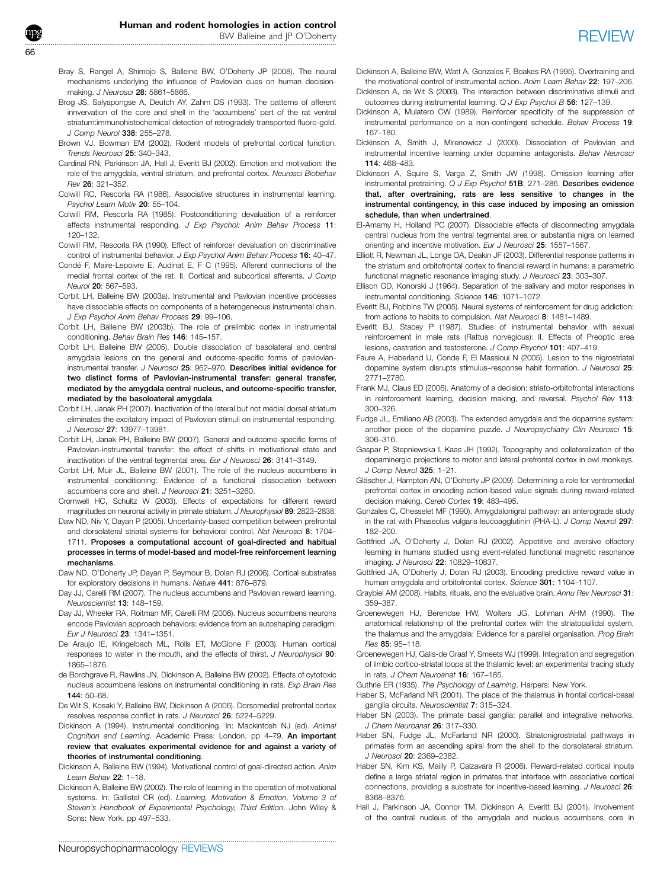Bray S, Rangel A, Shimojo S, Balleine BW, O'Doherty JP (2008). The neural mechanisms underlying the influence of Pavlovian cues on human decision-making. *J Neurosci* **28**: 5861–5866.

Brog JS, Salyapongse A, Deutch AY, Zahm DS (1993). The patterns of afferent innervation of the core and shell in the 'accumbens' part of the rat ventral striatum:immunohistochemical detection of retrogradely transported fluoro-gold. *J Comp Neurol* **338**: 255–278.

Brown VJ, Bowman EM (2002). Rodent models of prefrontal cortical function. *Trends Neurosci* **25**: 340–343.

Cardinal RN, Parkinson JA, Hall J, Everitt BJ (2002). Emotion and motivation: the role of the amygdala, ventral striatum, and prefrontal cortex. *Neurosci Biobehav Rev* **26**: 321–352.

Colwill RC, Rescorla RA (1986). Associative structures in instrumental learning. *Psychol Learn Motiv* **20**: 55–104.

Colwill RM, Rescorla RA (1985). Postconditioning devaluation of a reinforcer affects instrumental responding. *J Exp Psychol: Anim Behav Process* **11**: 120–132.

Colwill RM, Rescorla RA (1990). Effect of reinforcer devaluation on discriminative control of instrumental behavior. *J Exp Psychol Anim Behav Process* **16**: 40–47.

Condé F, Maire-Lepoivre E, Audinat E, F C (1995). Afferent connections of the medial frontal cortex of the rat. II. Cortical and subcortical afferents. *J Comp Neurol* **20**: 567–593.

Corbit LH, Balleine BW (2003a). Instrumental and Pavlovian incentive processes have dissociable effects on components of a heterogeneous instrumental chain. *J Exp Psychol Anim Behav Process* **29**: 99–106.

Corbit LH, Balleine BW (2003b). The role of prelimbic cortex in instrumental conditioning. *Behav Brain Res* **146**: 145–157.

Corbit LH, Balleine BW (2005). Double dissociation of basolateral and central amygdala lesions on the general and outcome-specific forms of pavlovian-instrumental transfer. *J Neurosci* **25**: 962–970. **Describes initial evidence for two distinct forms of Pavlovian-instrumental transfer: general transfer, mediated by the amygdala central nucleus, and outcome-specific transfer, mediated by the basoloateral amygdala.**

Corbit LH, Janak PH (2007). Inactivation of the lateral but not medial dorsal striatum eliminates the excitatory impact of Pavlovian stimuli on instrumental responding. *J Neurosci* **27**: 13977–13981.

Corbit LH, Janak PH, Balleine BW (2007). General and outcome-specific forms of Pavlovian-instrumental transfer: the effect of shifts in motivational state and inactivation of the ventral tegmental area. *Eur J Neurosci* **26**: 3141–3149.

Corbit LH, Muir JL, Balleine BW (2001). The role of the nucleus accumbens in instrumental conditioning: Evidence of a functional dissociation between accumbens core and shell. *J Neurosci* **21**: 3251–3260.

Cromwell HC, Schultz W (2003). Effects of expectations for different reward magnitudes on neuronal activity in primate striatum. *J Neurophysiol* **89**: 2823–2838.

Daw ND, Niv Y, Dayan P (2005). Uncertainty-based competition between prefrontal and dorsolateral striatal systems for behavioral control. *Nat Neurosci* **8**: 1704–1711. **Proposes a computational account of goal-directed and habitual processes in terms of model-based and model-free reinforcement learning mechanisms.**

Daw ND, O'Doherty JP, Dayan P, Seymour B, Dolan RJ (2006). Cortical substrates for exploratory decisions in humans. *Nature* **441**: 876–879.

Day JJ, Carelli RM (2007). The nucleus accumbens and Pavlovian reward learning. *Neuroscientist* **13**: 148–159.

Day JJ, Wheeler RA, Roitman MF, Carelli RM (2006). Nucleus accumbens neurons encode Pavlovian approach behaviors: evidence from an autoshaping paradigm. *Eur J Neurosci* **23**: 1341–1351.

De Araujo IE, Kringelbach ML, Rolls ET, McGlone F (2003). Human cortical responses to water in the mouth, and the effects of thirst. *J Neurophysiol* **90**: 1865–1876.

de Borchgrave R, Rawlins JN, Dickinson A, Balleine BW (2002). Effects of cytotoxic nucleus accumbens lesions on instrumental conditioning in rats. *Exp Brain Res* **144**: 50–68.

De Wit S, Kosaki Y, Balleine BW, Dickinson A (2006). Dorsomedial prefrontal cortex resolves response conflict in rats. *J Neurosci* **26**: 5224–5229.

Dickinson A (1994). Instrumental conditioning. In: Mackintosh NJ (ed). *Animal Cognition and Learning*. Academic Press: London. pp 4–79. **An important review that evaluates experimental evidence for and against a variety of theories of instrumental conditioning.**

Dickinson A, Balleine BW (1994). Motivational control of goal-directed action. *Anim Learn Behav* **22**: 1–18.

Dickinson A, Balleine BW (2002). The role of learning in the operation of motivational systems. In: Gallistel CR (ed). *Learning, Motivation & Emotion, Volume 3 of Steven's Handbook of Experimental Psychology, Third Edition*. John Wiley & Sons: New York. pp 497–533.

Dickinson A, Balleine BW, Watt A, Gonzales F, Boakes RA (1995). Overtraining and the motivational control of instrumental action. *Anim Learn Behav* **22**: 197–206.

Dickinson A, de Wit S (2003). The interaction between discriminative stimuli and outcomes during instrumental learning. *Q J Exp Psychol B* **56**: 127–139.

Dickinson A, Mulatero CW (1989). Reinforcer specificity of the suppression of instrumental performance on a non-contingent schedule. *Behav Process* **19**: 167–180.

Dickinson A, Smith J, Mirenowicz J (2000). Dissociation of Pavlovian and instrumental incentive learning under dopamine antagonists. *Behav Neurosci* **114**: 468–483.

Dickinson A, Squire S, Varga Z, Smith JW (1998). Omission learning after instrumental pretraining. *Q J Exp Psychol* **51B**: 271–286. **Describes evidence that, after overtraining, rats are less sensitive to changes in the instrumental contingency, in this case induced by imposing an omission schedule, than when undertrained.**

El-Amamy H, Holland PC (2007). Dissociable effects of disconnecting amygdala central nucleus from the ventral tegmental area or substantia nigra on learned orienting and incentive motivation. *Eur J Neurosci* **25**: 1557–1567.

Elliott R, Newman JL, Longe OA, Deakin JF (2003). Differential response patterns in the striatum and orbitofrontal cortex to financial reward in humans: a parametric functional magnetic resonance imaging study. *J Neurosci* **23**: 303–307.

Ellison GD, Konorski J (1964). Separation of the salivary and motor responses in instrumental conditioning. *Science* **146**: 1071–1072.

Everitt BJ, Robbins TW (2005). Neural systems of reinforcement for drug addiction: from actions to habits to compulsion. *Nat Neurosci* **8**: 1481–1489.

Everitt BJ, Stacey P (1987). Studies of instrumental behavior with sexual reinforcement in male rats (Rattus norvegicus): II. Effects of Preoptic area lesions, castration and testosterone. *J Comp Psychol* **101**: 407–419.

Faure A, Haberland U, Conde F, El Massioui N (2005). Lesion to the nigrostriatal dopamine system disrupts stimulus–response habit formation. *J Neurosci* **25**: 2771–2780.

Frank MJ, Claus ED (2006). Anatomy of a decision: striato-orbitofrontal interactions in reinforcement learning, decision making, and reversal. *Psychol Rev* **113**: 300–326.

Fudge JL, Emiliano AB (2003). The extended amygdala and the dopamine system: another piece of the dopamine puzzle. *J Neuropsychiatry Clin Neurosci* **15**: 306–316.

Gaspar P, Stepniewska I, Kaas JH (1992). Topography and collateralization of the dopaminergic projections to motor and lateral prefrontal cortex in owl monkeys. *J Comp Neurol* **325**: 1–21.

Gläscher J, Hampton AN, O'Doherty JP (2009). Determining a role for ventromedial prefrontal cortex in encoding action-based value signals during reward-related decision making. *Cereb Cortex* **19**: 483–495.

Gonzales C, Chesselet MF (1990). Amygdalonigral pathway: an anterograde study in the rat with Phaseolus vulgaris leucoagglutinin (PHA-L). *J Comp Neurol* **297**: 182–200.

Gottfried JA, O'Doherty J, Dolan RJ (2002). Appetitive and aversive olfactory learning in humans studied using event-related functional magnetic resonance imaging. *J Neurosci* **22**: 10829–10837.

Gottfried JA, O'Doherty J, Dolan RJ (2003). Encoding predictive reward value in human amygdala and orbitofrontal cortex. *Science* **301**: 1104–1107.

Graybiel AM (2008). Habits, rituals, and the evaluative brain. *Annu Rev Neurosci* **31**: 359–387.

Groenewegen HJ, Berendse HW, Wolters JG, Lohman AHM (1990). The anatomical relationship of the prefrontal cortex with the striatopallidal system, the thalamus and the amygdala: Evidence for a parallel organisation. *Prog Brain Res* **85**: 95–118.

Groenewegen HJ, Galis-de Graaf Y, Smeets WJ (1999). Integration and segregation of limbic cortico-striatal loops at the thalamic level: an experimental tracing study in rats. *J Chem Neuroanat* **16**: 167–185.

Guthrie ER (1935). *The Psychology of Learning*. Harpers: New York.

Haber S, McFarland NR (2001). The place of the thalamus in frontal cortical-basal ganglia circuits. *Neuroscientist* **7**: 315–324.

Haber SN (2003). The primate basal ganglia: parallel and integrative networks. *J Chem Neuroanat* **26**: 317–330.

Haber SN, Fudge JL, McFarland NR (2000). Striatonigrostriatal pathways in primates form an ascending spiral from the shell to the dorsolateral striatum. *J Neurosci* **20**: 2369–2382.

Haber SN, Kim KS, Mailly P, Calzavara R (2006). Reward-related cortical inputs define a large striatal region in primates that interface with associative cortical connections, providing a substrate for incentive-based learning. *J Neurosci* **26**: 8368–8376.

Hall J, Parkinson JA, Connor TM, Dickinson A, Everitt BJ (2001). Involvement of the central nucleus of the amygdala and nucleus accumbens core in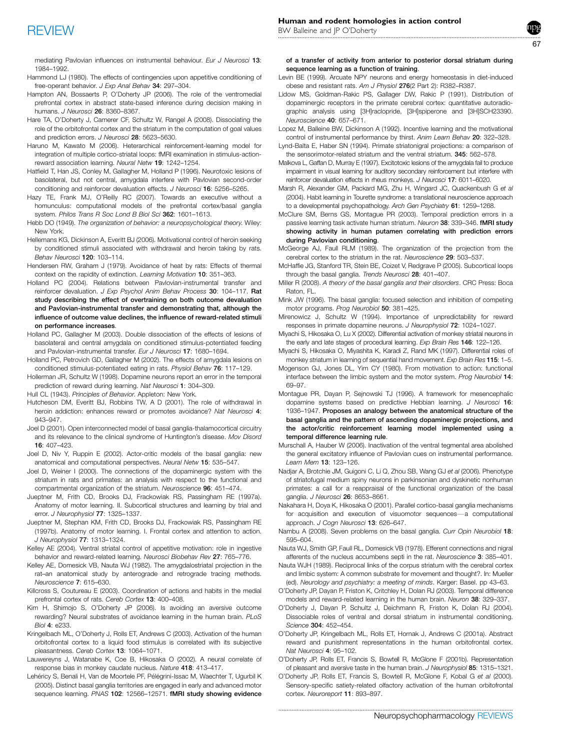mediating Pavlovian influences on instrumental behaviour. *Eur J Neurosci* **13**: 1984–1992.

Hammond LJ (1980). The effects of contingencies upon appetitive conditioning of free-operant behavior. *J Exp Anal Behav* **34**: 297–304.

Hampton AN, Bossaerts P, O'Doherty JP (2006). The role of the ventromedial prefrontal cortex in abstract state-based inference during decision making in humans. *J Neurosci* **26**: 8360–8367.

Hare TA, O'Doherty J, Camerer CF, Schultz W, Rangel A (2008). Dissociating the role of the orbitofrontal cortex and the striatum in the computation of goal values and prediction errors. *J Neurosci* **28**: 5623–5630.

Haruno M, Kawato M (2006). Heterarchical reinforcement-learning model for integration of multiple cortico-striatal loops: fMRI examination in stimulus-action-reward association learning. *Neural Netw* **19**: 1242–1254.

Hatfield T, Han JS, Conley M, Gallagher M, Holland P (1996). Neurotoxic lesions of basolateral, but not central, amygdala interfere with Pavlovian second-order conditioning and reinforcer devaluation effects. *J Neurosci* **16**: 5256–5265.

Hazy TE, Frank MJ, O'Reilly RC (2007). Towards an executive without a homunculus: computational models of the prefrontal cortex/basal ganglia system. *Philos Trans R Soc Lond B Biol Sci* **362**: 1601–1613.

Hebb DO (1949). *The organization of behavior: a neuropsychological theory*. Wiley: New York.

Hellemans KG, Dickinson A, Everitt BJ (2006). Motivational control of heroin seeking by conditioned stimuli associated with withdrawal and heroin taking by rats. *Behav Neurosci* **120**: 103–114.

Hendersen RW, Graham J (1979). Avoidance of heat by rats: Effects of thermal context on the rapidity of extinction. *Learning Motivation* **10**: 351–363.

Holland PC (2004). Relations between Pavlovian-instrumental transfer and reinforcer devaluation. *J Exp Psychol Anim Behav Process* **30**: 104–117. **Rat study describing the effect of overtraining on both outcome devaluation and Pavlovian-instrumental transfer and demonstrating that, although the influence of outcome value declines, the influence of reward-related stimuli on performance increases**.

Holland PC, Gallagher M (2003). Double dissociation of the effects of lesions of basolateral and central amygdala on conditioned stimulus-potentiated feeding and Pavlovian-instrumental transfer. *Eur J Neurosci* **17**: 1680–1694.

Holland PC, Petrovich GD, Gallagher M (2002). The effects of amygdala lesions on conditioned stimulus-potentiated eating in rats. *Physiol Behav* **76**: 117–129.

Hollerman JR, Schultz W (1998). Dopamine neurons report an error in the temporal prediction of reward during learning. *Nat Neurosci* **1**: 304–309.

Hull CL (1943). *Principles of Behavior*. Appleton: New York.

Hutcheson DM, Everitt BJ, Robbins TW, A D (2001). The role of withdrawal in heroin addiction: enhances reward or promotes avoidance? *Nat Neurosci* **4**: 943–947.

Joel D (2001). Open interconnected model of basal ganglia-thalamocortical circuitry and its relevance to the clinical syndrome of Huntington's disease. *Mov Disord* **16**: 407–423.

Joel D, Niv Y, Ruppin E (2002). Actor-critic models of the basal ganglia: new anatomical and computational perspectives. *Neural Netw* **15**: 535–547.

Joel D, Weiner I (2000). The connections of the dopaminergic system with the striatum in rats and primates: an analysis with respect to the functional and compartmental organization of the striatum. *Neuroscience* **96**: 451–474.

Jueptner M, Frith CD, Brooks DJ, Frackowiak RS, Passingham RE (1997a). Anatomy of motor learning. II. Subcortical structures and learning by trial and error. *J Neurophysiol* **77**: 1325–1337.

Jueptner M, Stephan KM, Frith CD, Brooks DJ, Frackowiak RS, Passingham RE (1997b). Anatomy of motor learning. I. Frontal cortex and attention to action. *J Neurophysiol* **77**: 1313–1324.

Kelley AE (2004). Ventral striatal control of appetitive motivation: role in ingestive behavior and reward-related learning. *Neurosci Biobehav Rev* **27**: 765–776.

Kelley AE, Domesick VB, Nauta WJ (1982). The amygdalostriatal projection in the rat–an anatomical study by anterograde and retrograde tracing methods. *Neuroscience* **7**: 615–630.

Killcross S, Coutureau E (2003). Coordination of actions and habits in the medial prefrontal cortex of rats. *Cereb Cortex* **13**: 400–408.

Kim H, Shimojo S, O'Doherty JP (2006). Is avoiding an aversive outcome rewarding? Neural substrates of avoidance learning in the human brain. *PLoS Biol* **4**: e233.

Kringelbach ML, O'Doherty J, Rolls ET, Andrews C (2003). Activation of the human orbitofrontal cortex to a liquid food stimulus is correlated with its subjective pleasantness. *Cereb Cortex* **13**: 1064–1071.

Lauwereyns J, Watanabe K, Coe B, Hikosaka O (2002). A neural correlate of response bias in monkey caudate nucleus. *Nature* **418**: 413–417.

Lehéricy S, Benali H, Van de Moortele PF, Pélégrini-Issac M, Waechter T, Ugurbil K (2005). Distinct basal ganglia territories are engaged in early and advanced motor sequence learning. *PNAS* **102**: 12566–12571. **fMRI study showing evidence of a transfer of activity from anterior to posterior dorsal striatum during sequence learning as a function of training**.

Levin BE (1999). Arcuate NPY neurons and energy homeostasis in diet-induced obese and resistant rats. *Am J Physiol* **276**(2 Part 2): R382–R387.

Lidow MS, Goldman-Rakic PS, Gallager DW, Rakic P (1991). Distribution of dopaminergic receptors in the primate cerebral cortex: quantitative autoradiographic analysis using [3H]raclopride, [3H]spiperone and [3H]SCH23390. *Neuroscience* **40**: 657–671.

Lopez M, Balleine BW, Dickinson A (1992). Incentive learning and the motivational control of instrumental performance by thirst. *Anim Learn Behav* **20**: 322–328.

Lynd-Balta E, Haber SN (1994). Primate striatonigral projections: a comparison of the sensorimotor-related striatum and the ventral striatum. **345**: 562–578.

Malkova L, Gaffan D, Murray E (1997). Excitotoxic lesions of the amygdala fail to produce impairment in visual learning for auditory secondary reinforcement but interfere with reinforcer devaluation effects in rheus monkeys. *J Neurosci* **17**: 6011–6020.

Marsh R, Alexander GM, Packard MG, Zhu H, Wingard JC, Quackenbush G *et al* (2004). Habit learning in Tourette syndrome: a translational neuroscience approach to a developmental psychopathology. *Arch Gen Psychiatry* **61**: 1259–1268.

McClure SM, Berns GS, Montague PR (2003). Temporal prediction errors in a passive learning task activate human striatum. *Neuron* **38**: 339–346. **fMRI study showing activity in human putamen correlating with prediction errors during Pavlovian conditioning**.

McGeorge AJ, Faull RLM (1989). The organization of the projection from the cerebral cortex to the striatum in the rat. *Neuroscience* **29**: 503–537.

McHaffie JG, Stanford TR, Stein BE, Coizet V, Redgrave P (2005). Subcortical loops through the basal ganglia. *Trends Neurosci* **28**: 401–407.

Miller R (2008). *A theory of the basal ganglia and their disorders*. CRC Press: Boca Raton, FL.

Mink JW (1996). The basal ganglia: focused selection and inhibition of competing motor programs. *Prog Neurobiol* **50**: 381–425.

Mirenowicz J, Schultz W (1994). Importance of unpredictability for reward responses in primate dopamine neurons. *J Neurophysiol* **72**: 1024–1027.

Miyachi S, Hikosaka O, Lu X (2002). Differential activation of monkey striatal neurons in the early and late stages of procedural learning. *Exp Brain Res* **146**: 122–126.

Miyachi S, Hikosaka O, Miyashita K, Karadi Z, Rand MK (1997). Differential roles of monkey striatum in learning of sequential hand movement. *Exp Brain Res* **115**: 1–5.

Mogenson GJ, Jones DL, Yim CY (1980). From motivation to action: functional interface between the limbic system and the motor system. *Prog Neurobiol* **14**: 69–97.

Montague PR, Dayan P, Sejnowski TJ (1996). A framework for mesencephalic dopamine systems based on predictive Hebbian learning. *J Neurosci* **16**: 1936–1947. **Proposes an analogy between the anatomical structure of the basal ganglia and the pattern of ascending dopaminergic projections, and the actor/critic reinforcement learning model implemented using a temporal difference learning rule**.

Murschall A, Hauber W (2006). Inactivation of the ventral tegmental area abolished the general excitatory influence of Pavlovian cues on instrumental performance. *Learn Mem* **13**: 123–126.

Nadjar A, Brotchie JM, Guigoni C, Li Q, Zhou SB, Wang GJ *et al* (2006). Phenotype of striatofugal medium spiny neurons in parkinsonian and dyskinetic nonhuman primates: a call for a reappraisal of the functional organization of the basal ganglia. *J Neurosci* **26**: 8653–8661.

Nakahara H, Doya K, Hikosaka O (2001). Parallel cortico-basal ganglia mechanisms for acquisition and execution of visuomotor sequences—a computational approach. *J Cogn Neurosci* **13**: 626–647.

Nambu A (2008). Seven problems on the basal ganglia. *Curr Opin Neurobiol* **18**: 595–604.

Nauta WJ, Smith GP, Faull RL, Domesick VB (1978). Efferent connections and nigral afferents of the nucleus accumbens septi in the rat. *Neuroscience* **3**: 385–401.

Nauta WJH (1989). Reciprocal links of the corpus striatum with the cerebral cortex and limbic system: A common substrate for movement and thought?. In: Mueller (ed). *Neurology and psychiatry: a meeting of minds*. Karger: Basel. pp 43–63.

O'Doherty JP, Dayan P, Friston K, Critchley H, Dolan RJ (2003). Temporal difference models and reward-related learning in the human brain. *Neuron* **38**: 329–337.

O'Doherty J, Dayan P, Schultz J, Deichmann R, Friston K, Dolan RJ (2004). Dissociable roles of ventral and dorsal striatum in instrumental conditioning. *Science* **304**: 452–454.

O'Doherty J, Kringelbach ML, Rolls ET, Hornak J, Andrews C (2001a). Abstract reward and punishment representations in the human orbitofrontal cortex. *Nat Neurosci* **4**: 95–102.

O'Doherty JP, Rolls ET, Francis S, Bowtell R, McGlone F (2001b). Representation of pleasant and aversive taste in the human brain. *J Neurophysiol* **85**: 1315–1321.

O'Doherty JP, Rolls ET, Francis S, Bowtell R, McGlone F, Kobal G *et al* (2000). Sensory-specific satiety-related olfactory activation of the human orbitofrontal cortex. *Neuroreport* **11**: 893–897.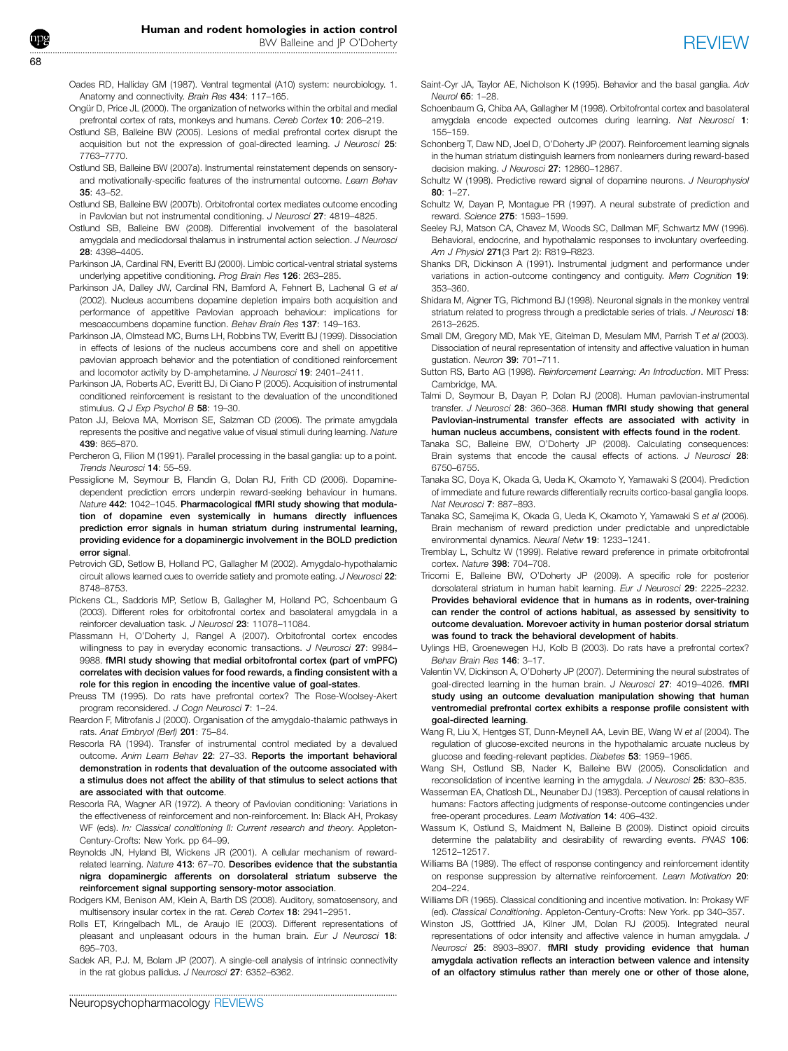Oades RD, Halliday GM (1987). Ventral tegmental (A10) system: neurobiology. 1. Anatomy and connectivity. *Brain Res* **434**: 117–165.

Ongür D, Price JL (2000). The organization of networks within the orbital and medial prefrontal cortex of rats, monkeys and humans. *Cereb Cortex* **10**: 206–219.

Ostlund SB, Balleine BW (2005). Lesions of medial prefrontal cortex disrupt the acquisition but not the expression of goal-directed learning. *J Neurosci* **25**: 7763–7770.

Ostlund SB, Balleine BW (2007a). Instrumental reinstatement depends on sensory- and motivationally-specific features of the instrumental outcome. *Learn Behav* **35**: 43–52.

Ostlund SB, Balleine BW (2007b). Orbitofrontal cortex mediates outcome encoding in Pavlovian but not instrumental conditioning. *J Neurosci* **27**: 4819–4825.

Ostlund SB, Balleine BW (2008). Differential involvement of the basolateral amygdala and mediodorsal thalamus in instrumental action selection. *J Neurosci* **28**: 4398–4405.

Parkinson JA, Cardinal RN, Everitt BJ (2000). Limbic cortical-ventral striatal systems underlying appetitive conditioning. *Prog Brain Res* **126**: 263–285.

Parkinson JA, Dalley JW, Cardinal RN, Bamford A, Fehnert B, Lachenal G *et al* (2002). Nucleus accumbens dopamine depletion impairs both acquisition and performance of appetitive Pavlovian approach behaviour: implications for mesoaccumbens dopamine function. *Behav Brain Res* **137**: 149–163.

Parkinson JA, Olmstead MC, Burns LH, Robbins TW, Everitt BJ (1999). Dissociation in effects of lesions of the nucleus accumbens core and shell on appetitive pavlovian approach behavior and the potentiation of conditioned reinforcement and locomotor activity by D-amphetamine. *J Neurosci* **19**: 2401–2411.

Parkinson JA, Roberts AC, Everitt BJ, Di Ciano P (2005). Acquisition of instrumental conditioned reinforcement is resistant to the devaluation of the unconditioned stimulus. *Q J Exp Psychol B* **58**: 19–30.

Paton JJ, Belova MA, Morrison SE, Salzman CD (2006). The primate amygdala represents the positive and negative value of visual stimuli during learning. *Nature* **439**: 865–870.

Percheron G, Filion M (1991). Parallel processing in the basal ganglia: up to a point. *Trends Neurosci* **14**: 55–59.

Pessiglione M, Seymour B, Flandin G, Dolan RJ, Frith CD (2006). Dopamine-dependent prediction errors underpin reward-seeking behaviour in humans. *Nature* **442**: 1042–1045. **Pharmacological fMRI study showing that modulation of dopamine even systemically in humans directly influences prediction error signals in human striatum during instrumental learning, providing evidence for a dopaminergic involvement in the BOLD prediction error signal**.

Petrovich GD, Setlow B, Holland PC, Gallagher M (2002). Amygdalo-hypothalamic circuit allows learned cues to override satiety and promote eating. *J Neurosci* **22**: 8748–8753.

Pickens CL, Saddoris MP, Setlow B, Gallagher M, Holland PC, Schoenbaum G (2003). Different roles for orbitofrontal cortex and basolateral amygdala in a reinforcer devaluation task. *J Neurosci* **23**: 11078–11084.

Plassmann H, O'Doherty J, Rangel A (2007). Orbitofrontal cortex encodes willingness to pay in everyday economic transactions. *J Neurosci* **27**: 9984–9988. **fMRI study showing that medial orbitofrontal cortex (part of vmPFC) correlates with decision values for food rewards, a finding consistent with a role for this region in encoding the incentive value of goal-states**.

Preuss TM (1995). Do rats have prefrontal cortex? The Rose-Woolsey-Akert program reconsidered. *J Cogn Neurosci* **7**: 1–24.

Reardon F, Mitrofanis J (2000). Organisation of the amygdalo-thalamic pathways in rats. *Anat Embryol (Berl)* **201**: 75–84.

Rescorla RA (1994). Transfer of instrumental control mediated by a devalued outcome. *Anim Learn Behav* **22**: 27–33. **Reports the important behavioral demonstration in rodents that devaluation of the outcome associated with a stimulus does not affect the ability of that stimulus to select actions that are associated with that outcome**.

Rescorla RA, Wagner AR (1972). A theory of Pavlovian conditioning: Variations in the effectiveness of reinforcement and non-reinforcement. In: Black AH, Prokasy WF (eds). *In: Classical conditioning II: Current research and theory*. Appleton-Century-Crofts: New York. pp 64–99.

Reynolds JN, Hyland BI, Wickens JR (2001). A cellular mechanism of reward-related learning. *Nature* **413**: 67–70. **Describes evidence that the substantia nigra dopaminergic afferents on dorsolateral striatum subserve the reinforcement signal supporting sensory-motor association**.

Rodgers KM, Benison AM, Klein A, Barth DS (2008). Auditory, somatosensory, and multisensory insular cortex in the rat. *Cereb Cortex* **18**: 2941–2951.

Rolls ET, Kringelbach ML, de Araujo IE (2003). Different representations of pleasant and unpleasant odours in the human brain. *Eur J Neurosci* **18**: 695–703.

Sadek AR, P.J. M, Bolam JP (2007). A single-cell analysis of intrinsic connectivity in the rat globus pallidus. *J Neurosci* **27**: 6352–6362.

Saint-Cyr JA, Taylor AE, Nicholson K (1995). Behavior and the basal ganglia. *Adv Neurol* **65**: 1–28.

Schoenbaum G, Chiba AA, Gallagher M (1998). Orbitofrontal cortex and basolateral amygdala encode expected outcomes during learning. *Nat Neurosci* **1**: 155–159.

Schonberg T, Daw ND, Joel D, O'Doherty JP (2007). Reinforcement learning signals in the human striatum distinguish learners from nonlearners during reward-based decision making. *J Neurosci* **27**: 12860–12867.

Schultz W (1998). Predictive reward signal of dopamine neurons. *J Neurophysiol* **80**: 1–27.

Schultz W, Dayan P, Montague PR (1997). A neural substrate of prediction and reward. *Science* **275**: 1593–1599.

Seeley RJ, Matson CA, Chavez M, Woods SC, Dallman MF, Schwartz MW (1996). Behavioral, endocrine, and hypothalamic responses to involuntary overfeeding. *Am J Physiol* **271**(3 Part 2): R819–R823.

Shanks DR, Dickinson A (1991). Instrumental judgment and performance under variations in action-outcome contingency and contiguity. *Mem Cognition* **19**: 353–360.

Shidara M, Aigner TG, Richmond BJ (1998). Neuronal signals in the monkey ventral striatum related to progress through a predictable series of trials. *J Neurosci* **18**: 2613–2625.

Small DM, Gregory MD, Mak YE, Gitelman D, Mesulam MM, Parrish T *et al* (2003). Dissociation of neural representation of intensity and affective valuation in human gustation. *Neuron* **39**: 701–711.

Sutton RS, Barto AG (1998). *Reinforcement Learning: An Introduction*. MIT Press: Cambridge, MA.

Talmi D, Seymour B, Dayan P, Dolan RJ (2008). Human pavlovian-instrumental transfer. *J Neurosci* **28**: 360–368. **Human fMRI study showing that general Pavlovian-instrumental transfer effects are associated with activity in human nucleus accumbens, consistent with effects found in the rodent**.

Tanaka SC, Balleine BW, O'Doherty JP (2008). Calculating consequences: Brain systems that encode the causal effects of actions. *J Neurosci* **28**: 6750–6755.

Tanaka SC, Doya K, Okada G, Ueda K, Okamoto Y, Yamawaki S (2004). Prediction of immediate and future rewards differentially recruits cortico-basal ganglia loops. *Nat Neurosci* **7**: 887–893.

Tanaka SC, Samejima K, Okada G, Ueda K, Okamoto Y, Yamawaki S *et al* (2006). Brain mechanism of reward prediction under predictable and unpredictable environmental dynamics. *Neural Netw* **19**: 1233–1241.

Tremblay L, Schultz W (1999). Relative reward preference in primate orbitofrontal cortex. *Nature* **398**: 704–708.

Tricomi E, Balleine BW, O'Doherty JP (2009). A specific role for posterior dorsolateral striatum in human habit learning. *Eur J Neurosci* **29**: 2225–2232. **Provides behavioral evidence that in humans as in rodents, over-training can render the control of actions habitual, as assessed by sensitivity to outcome devaluation. Morevoer activity in human posterior dorsal striatum was found to track the behavioral development of habits**.

Uylings HB, Groenewegen HJ, Kolb B (2003). Do rats have a prefrontal cortex? *Behav Brain Res* **146**: 3–17.

Valentin VV, Dickinson A, O'Doherty JP (2007). Determining the neural substrates of goal-directed learning in the human brain. *J Neurosci* **27**: 4019–4026. **fMRI study using an outcome devaluation manipulation showing that human ventromedial prefrontal cortex exhibits a response profile consistent with goal-directed learning**.

Wang R, Liu X, Hentges ST, Dunn-Meynell AA, Levin BE, Wang W *et al* (2004). The regulation of glucose-excited neurons in the hypothalamic arcuate nucleus by glucose and feeding-relevant peptides. *Diabetes* **53**: 1959–1965.

Wang SH, Ostlund SB, Nader K, Balleine BW (2005). Consolidation and reconsolidation of incentive learning in the amygdala. *J Neurosci* **25**: 830–835.

Wasserman EA, Chatlosh DL, Neunaber DJ (1983). Perception of causal relations in humans: Factors affecting judgments of response-outcome contingencies under free-operant procedures. *Learn Motivation* **14**: 406–432.

Wassum K, Ostlund S, Maidment N, Balleine B (2009). Distinct opioid circuits determine the palatability and desirability of rewarding events. *PNAS* **106**: 12512–12517.

Williams BA (1989). The effect of response contingency and reinforcement identity on response suppression by alternative reinforcement. *Learn Motivation* **20**: 204–224.

Williams DR (1965). Classical conditioning and incentive motivation. In: Prokasy WF (ed). *Classical Conditioning*. Appleton-Century-Crofts: New York. pp 340–357.

Winston JS, Gottfried JA, Kilner JM, Dolan RJ (2005). Integrated neural representations of odor intensity and affective valence in human amygdala. *J Neurosci* **25**: 8903–8907. **fMRI study providing evidence that human amygdala activation reflects an interaction between valence and intensity of an olfactory stimulus rather than merely one or other of those alone,**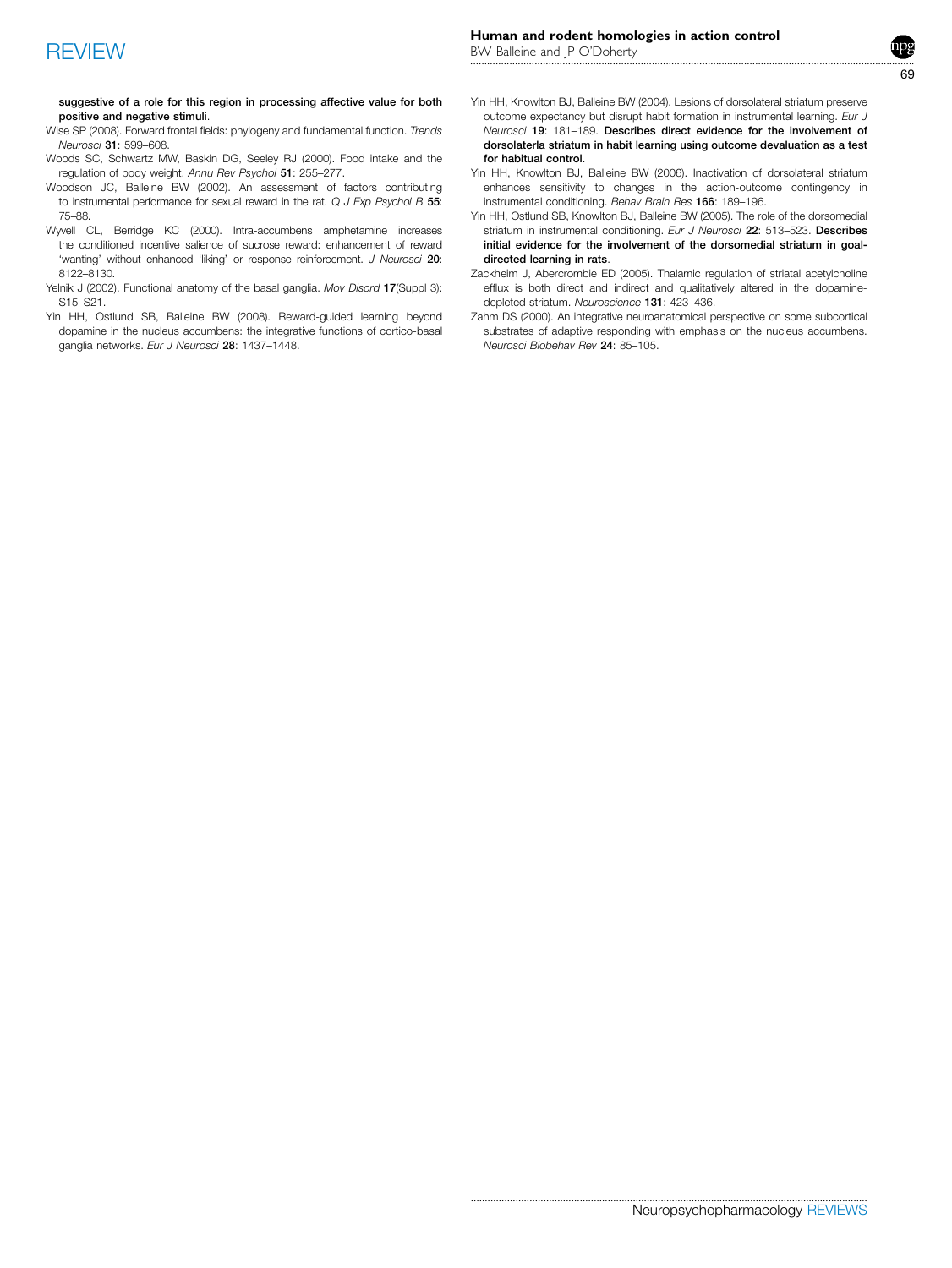**suggestive of a role for this region in processing affective value for both positive and negative stimuli**.

Wise SP (2008). Forward frontal fields: phylogeny and fundamental function. *Trends Neurosci* **31**: 599–608.

Woods SC, Schwartz MW, Baskin DG, Seeley RJ (2000). Food intake and the regulation of body weight. *Annu Rev Psychol* **51**: 255–277.

Woodson JC, Balleine BW (2002). An assessment of factors contributing to instrumental performance for sexual reward in the rat. *Q J Exp Psychol B* **55**: 75–88.

Wyvell CL, Berridge KC (2000). Intra-accumbens amphetamine increases the conditioned incentive salience of sucrose reward: enhancement of reward 'wanting' without enhanced 'liking' or response reinforcement. *J Neurosci* **20**: 8122–8130.

Yelnik J (2002). Functional anatomy of the basal ganglia. *Mov Disord* **17**(Suppl 3): S15–S21.

Yin HH, Ostlund SB, Balleine BW (2008). Reward-guided learning beyond dopamine in the nucleus accumbens: the integrative functions of cortico-basal ganglia networks. *Eur J Neurosci* **28**: 1437–1448.

Yin HH, Knowlton BJ, Balleine BW (2004). Lesions of dorsolateral striatum preserve outcome expectancy but disrupt habit formation in instrumental learning. *Eur J Neurosci* **19**: 181–189. **Describes direct evidence for the involvement of dorsolaterla striatum in habit learning using outcome devaluation as a test for habitual control**.

Yin HH, Knowlton BJ, Balleine BW (2006). Inactivation of dorsolateral striatum enhances sensitivity to changes in the action-outcome contingency in instrumental conditioning. *Behav Brain Res* **166**: 189–196.

Yin HH, Ostlund SB, Knowlton BJ, Balleine BW (2005). The role of the dorsomedial striatum in instrumental conditioning. *Eur J Neurosci* **22**: 513–523. **Describes initial evidence for the involvement of the dorsomedial striatum in goal-directed learning in rats**.

Zackheim J, Abercrombie ED (2005). Thalamic regulation of striatal acetylcholine efflux is both direct and indirect and qualitatively altered in the dopamine-depleted striatum. *Neuroscience* **131**: 423–436.

Zahm DS (2000). An integrative neuroanatomical perspective on some subcortical substrates of adaptive responding with emphasis on the nucleus accumbens. *Neurosci Biobehav Rev* **24**: 85–105.